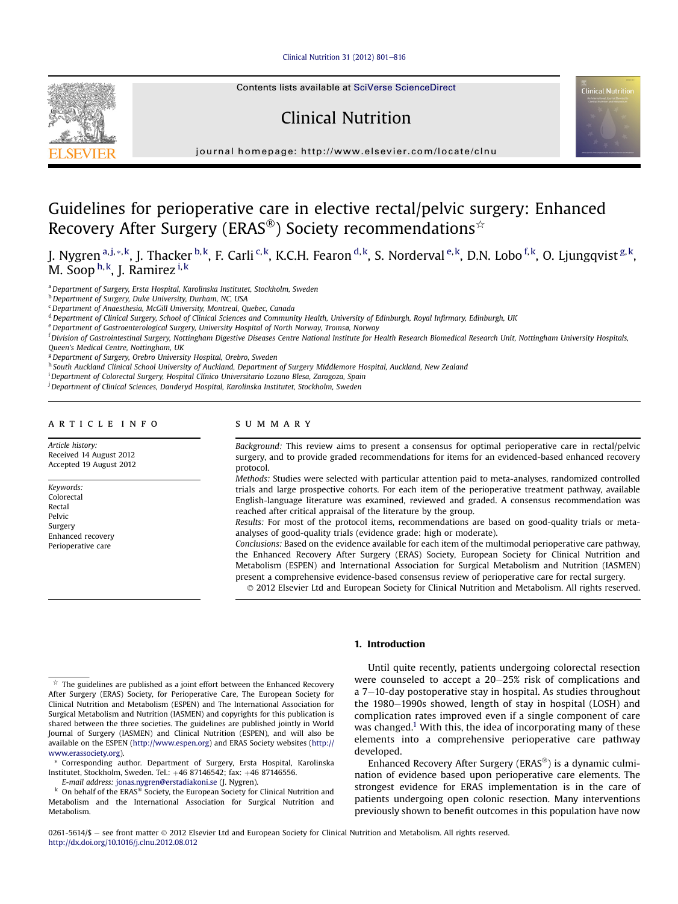# Guidelines for perioperative care in elective rectal/pelvic surgery: Enhanced Recovery After Surgery (ERAS®) Society recommendations☆

J. Nygren[a,j,*,k], J. Thacker[b,k], F. Carli[c,k], K.C.H. Fearon[d,k], S. Norderval[e,k], D.N. Lobo[f,k], O. Ljungqvist[g,k], M. Soop[h,k], J. Ramirez[i,k]

[a] Department of Surgery, Ersta Hospital, Karolinska Institutet, Stockholm, Sweden
[b] Department of Surgery, Duke University, Durham, NC, USA
[c] Department of Anaesthesia, McGill University, Montreal, Quebec, Canada
[d] Department of Clinical Surgery, School of Clinical Sciences and Community Health, University of Edinburgh, Royal Infirmary, Edinburgh, UK
[e] Department of Gastroenterological Surgery, University Hospital of North Norway, Tromsø, Norway
[f] Division of Gastrointestinal Surgery, Nottingham Digestive Diseases Centre National Institute for Health Research Biomedical Research Unit, Nottingham University Hospitals, Queen's Medical Centre, Nottingham, UK
[g] Department of Surgery, Orebro University Hospital, Orebro, Sweden
[h] South Auckland Clinical School University of Auckland, Department of Surgery Middlemore Hospital, Auckland, New Zealand
[i] Department of Colorectal Surgery, Hospital Clínico Universitario Lozano Blesa, Zaragoza, Spain
[j] Department of Clinical Sciences, Danderyd Hospital, Karolinska Institutet, Stockholm, Sweden

## ARTICLE INFO

*Article history:*
Received 14 August 2012
Accepted 19 August 2012

*Keywords:*
Colorectal
Rectal
Pelvic
Surgery
Enhanced recovery
Perioperative care

## SUMMARY

*Background:* This review aims to present a consensus for optimal perioperative care in rectal/pelvic surgery, and to provide graded recommendations for items for an evidenced-based enhanced recovery protocol.

*Methods:* Studies were selected with particular attention paid to meta-analyses, randomized controlled trials and large prospective cohorts. For each item of the perioperative treatment pathway, available English-language literature was examined, reviewed and graded. A consensus recommendation was reached after critical appraisal of the literature by the group.

*Results:* For most of the protocol items, recommendations are based on good-quality trials or meta-analyses of good-quality trials (evidence grade: high or moderate).

*Conclusions:* Based on the evidence available for each item of the multimodal perioperative care pathway, the Enhanced Recovery After Surgery (ERAS) Society, European Society for Clinical Nutrition and Metabolism (ESPEN) and International Association for Surgical Metabolism and Nutrition (IASMEN) present a comprehensive evidence-based consensus review of perioperative care for rectal surgery.

© 2012 Elsevier Ltd and European Society for Clinical Nutrition and Metabolism. All rights reserved.

## 1. Introduction

Until quite recently, patients undergoing colorectal resection were counseled to accept a 20–25% risk of complications and a 7–10-day postoperative stay in hospital. As studies throughout the 1980–1990s showed, length of stay in hospital (LOSH) and complication rates improved even if a single component of care was changed.[1] With this, the idea of incorporating many of these elements into a comprehensive perioperative care pathway developed.

Enhanced Recovery After Surgery (ERAS®) is a dynamic culmination of evidence based upon perioperative care elements. The strongest evidence for ERAS implementation is in the care of patients undergoing open colonic resection. Many interventions previously shown to benefit outcomes in this population have now

☆ The guidelines are published as a joint effort between the Enhanced Recovery After Surgery (ERAS) Society, The European Society for Perioperative Care, The European Society for Clinical Nutrition and Metabolism (ESPEN) and The International Association for Surgical Metabolism and Nutrition (IASMEN) and copyrights for this publication is shared between the three societies. The guidelines are published jointly in World Journal of Surgery (IASMEN) and Clinical Nutrition (ESPEN), and will also be available on the ESPEN (http://www.espen.org) and ERAS Society websites (http://www.erassociety.org).

\* Corresponding author. Department of Surgery, Ersta Hospital, Karolinska Institutet, Stockholm, Sweden. Tel.: +46 87146542; fax: +46 87146556.
*E-mail address:* jonas.nygren@erstadiakoni.se (J. Nygren).

[k] On behalf of the ERAS® Society, the European Society for Clinical Nutrition and Metabolism and the International Association for Surgical Nutrition and Metabolism.

0261-5614/$ – see front matter © 2012 Elsevier Ltd and European Society for Clinical Nutrition and Metabolism. All rights reserved.
http://dx.doi.org/10.1016/j.clnu.2012.08.012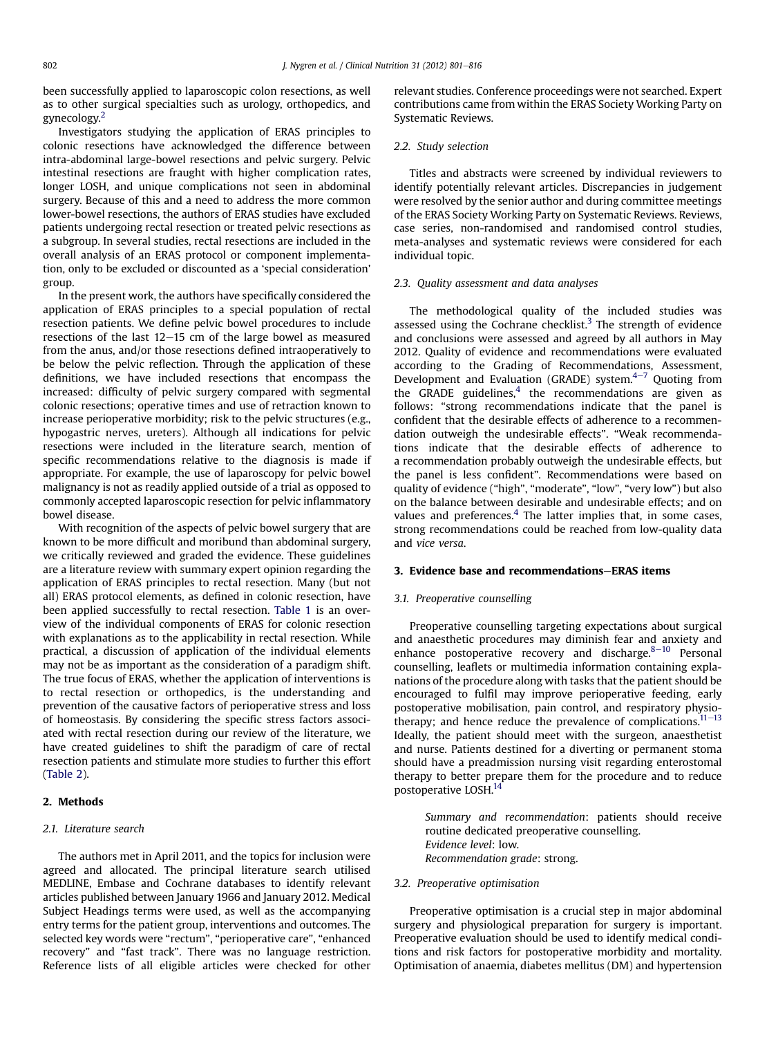been successfully applied to laparoscopic colon resections, as well as to other surgical specialties such as urology, orthopedics, and gynecology.[2]

Investigators studying the application of ERAS principles to colonic resections have acknowledged the difference between intra-abdominal large-bowel resections and pelvic surgery. Pelvic intestinal resections are fraught with higher complication rates, longer LOSH, and unique complications not seen in abdominal surgery. Because of this and a need to address the more common lower-bowel resections, the authors of ERAS studies have excluded patients undergoing rectal resection or treated pelvic resections as a subgroup. In several studies, rectal resections are included in the overall analysis of an ERAS protocol or component implementation, only to be excluded or discounted as a 'special consideration' group.

In the present work, the authors have specifically considered the application of ERAS principles to a special population of rectal resection patients. We define pelvic bowel procedures to include resections of the last 12–15 cm of the large bowel as measured from the anus, and/or those resections defined intraoperatively to be below the pelvic reflection. Through the application of these definitions, we have included resections that encompass the increased: difficulty of pelvic surgery compared with segmental colonic resections; operative times and use of retraction known to increase perioperative morbidity; risk to the pelvic structures (e.g., hypogastric nerves, ureters). Although all indications for pelvic resections were included in the literature search, mention of specific recommendations relative to the diagnosis is made if appropriate. For example, the use of laparoscopy for pelvic bowel malignancy is not as readily applied outside of a trial as opposed to commonly accepted laparoscopic resection for pelvic inflammatory bowel disease.

With recognition of the aspects of pelvic bowel surgery that are known to be more difficult and moribund than abdominal surgery, we critically reviewed and graded the evidence. These guidelines are a literature review with summary expert opinion regarding the application of ERAS principles to rectal resection. Many (but not all) ERAS protocol elements, as defined in colonic resection, have been applied successfully to rectal resection. Table 1 is an overview of the individual components of ERAS for colonic resection with explanations as to the applicability in rectal resection. While practical, a discussion of application of the individual elements may not be as important as the consideration of a paradigm shift. The true focus of ERAS, whether the application of interventions is to rectal resection or orthopedics, is the understanding and prevention of the causative factors of perioperative stress and loss of homeostasis. By considering the specific stress factors associated with rectal resection during our review of the literature, we have created guidelines to shift the paradigm of care of rectal resection patients and stimulate more studies to further this effort (Table 2).

## 2. Methods

### 2.1. Literature search

The authors met in April 2011, and the topics for inclusion were agreed and allocated. The principal literature search utilised MEDLINE, Embase and Cochrane databases to identify relevant articles published between January 1966 and January 2012. Medical Subject Headings terms were used, as well as the accompanying entry terms for the patient group, interventions and outcomes. The selected key words were "rectum", "perioperative care", "enhanced recovery" and "fast track". There was no language restriction. Reference lists of all eligible articles were checked for other relevant studies. Conference proceedings were not searched. Expert contributions came from within the ERAS Society Working Party on Systematic Reviews.

### 2.2. Study selection

Titles and abstracts were screened by individual reviewers to identify potentially relevant articles. Discrepancies in judgement were resolved by the senior author and during committee meetings of the ERAS Society Working Party on Systematic Reviews. Reviews, case series, non-randomised and randomised control studies, meta-analyses and systematic reviews were considered for each individual topic.

### 2.3. Quality assessment and data analyses

The methodological quality of the included studies was assessed using the Cochrane checklist.[3] The strength of evidence and conclusions were assessed and agreed by all authors in May 2012. Quality of evidence and recommendations were evaluated according to the Grading of Recommendations, Assessment, Development and Evaluation (GRADE) system.[4–7] Quoting from the GRADE guidelines,[4] the recommendations are given as follows: "strong recommendations indicate that the panel is confident that the desirable effects of adherence to a recommendation outweigh the undesirable effects". "Weak recommendations indicate that the desirable effects of adherence to a recommendation probably outweigh the undesirable effects, but the panel is less confident". Recommendations were based on quality of evidence ("high", "moderate", "low", "very low") but also on the balance between desirable and undesirable effects; and on values and preferences.[4] The latter implies that, in some cases, strong recommendations could be reached from low-quality data and *vice versa*.

## 3. Evidence base and recommendations–ERAS items

### 3.1. Preoperative counselling

Preoperative counselling targeting expectations about surgical and anaesthetic procedures may diminish fear and anxiety and enhance postoperative recovery and discharge.[8–10] Personal counselling, leaflets or multimedia information containing explanations of the procedure along with tasks that the patient should be encouraged to fulfil may improve perioperative feeding, early postoperative mobilisation, pain control, and respiratory physiotherapy; and hence reduce the prevalence of complications.[11–13] Ideally, the patient should meet with the surgeon, anaesthetist and nurse. Patients destined for a diverting or permanent stoma should have a preadmission nursing visit regarding enterostomal therapy to better prepare them for the procedure and to reduce postoperative LOSH.[14]

> *Summary and recommendation*: patients should receive routine dedicated preoperative counselling.
> *Evidence level*: low.
> *Recommendation grade*: strong.

### 3.2. Preoperative optimisation

Preoperative optimisation is a crucial step in major abdominal surgery and physiological preparation for surgery is important. Preoperative evaluation should be used to identify medical conditions and risk factors for postoperative morbidity and mortality. Optimisation of anaemia, diabetes mellitus (DM) and hypertension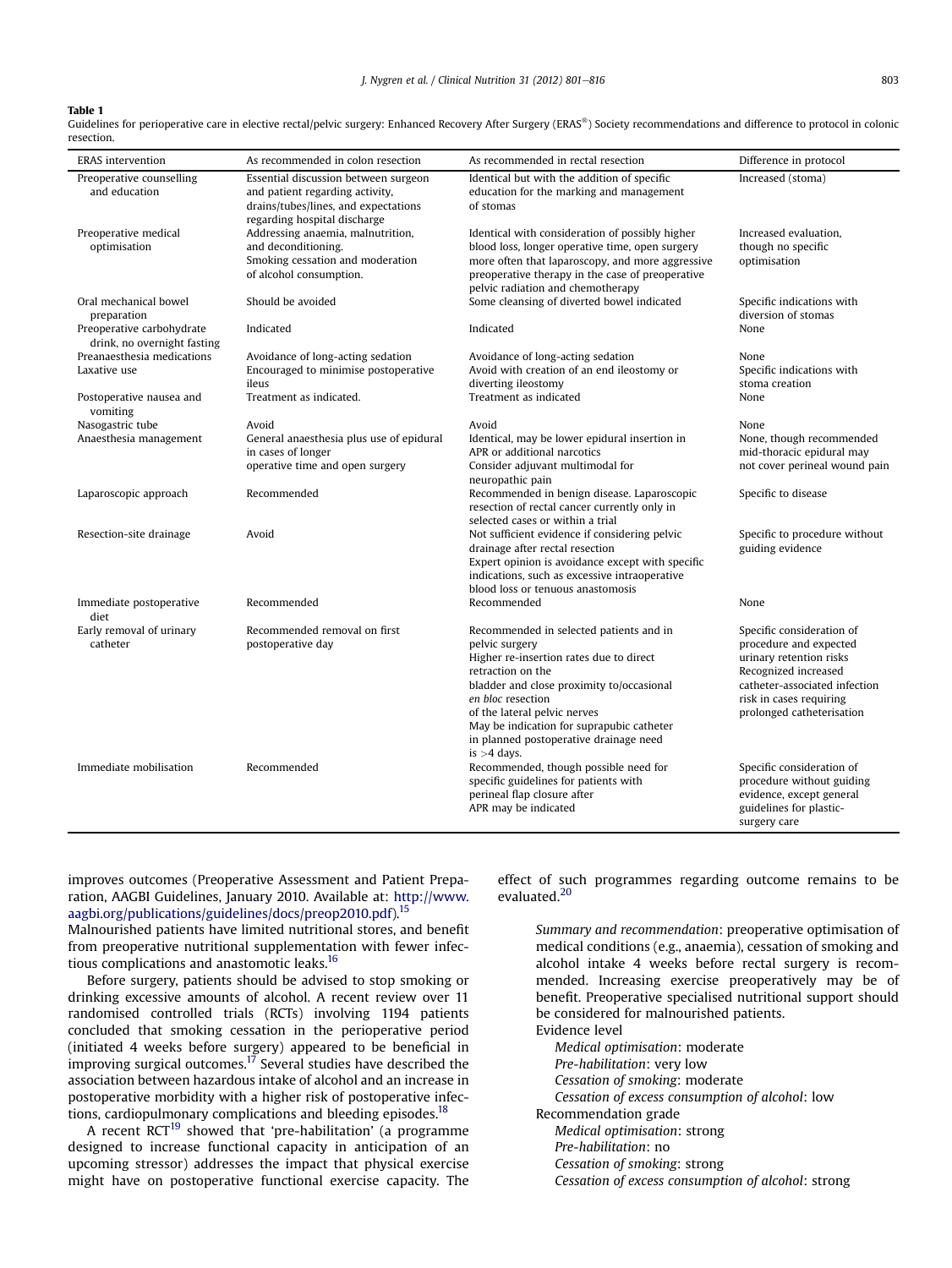**Table 1**
Guidelines for perioperative care in elective rectal/pelvic surgery: Enhanced Recovery After Surgery (ERAS®) Society recommendations and difference to protocol in colonic resection.

| ERAS intervention | As recommended in colon resection | As recommended in rectal resection | Difference in protocol |
|---|---|---|---|
| Preoperative counselling and education | Essential discussion between surgeon and patient regarding activity, drains/tubes/lines, and expectations regarding hospital discharge | Identical but with the addition of specific education for the marking and management of stomas | Increased (stoma) |
| Preoperative medical optimisation | Addressing anaemia, malnutrition, and deconditioning. Smoking cessation and moderation of alcohol consumption. | Identical with consideration of possibly higher blood loss, longer operative time, open surgery more often that laparoscopy, and more aggressive preoperative therapy in the case of preoperative pelvic radiation and chemotherapy | Increased evaluation, though no specific optimisation |
| Oral mechanical bowel preparation | Should be avoided | Some cleansing of diverted bowel indicated | Specific indications with diversion of stomas |
| Preoperative carbohydrate drink, no overnight fasting | Indicated | Indicated | None |
| Preanaesthesia medications | Avoidance of long-acting sedation | Avoidance of long-acting sedation | None |
| Laxative use | Encouraged to minimise postoperative ileus | Avoid with creation of an end ileostomy or diverting ileostomy | Specific indications with stoma creation |
| Postoperative nausea and vomiting | Treatment as indicated. | Treatment as indicated | None |
| Nasogastric tube | Avoid | Avoid | None |
| Anaesthesia management | General anaesthesia plus use of epidural in cases of longer operative time and open surgery | Identical, may be lower epidural insertion in APR or additional narcotics Consider adjuvant multimodal for neuropathic pain | None, though recommended mid-thoracic epidural may not cover perineal wound pain |
| Laparoscopic approach | Recommended | Recommended in benign disease. Laparoscopic resection of rectal cancer currently only in selected cases or within a trial | Specific to disease |
| Resection-site drainage | Avoid | Not sufficient evidence if considering pelvic drainage after rectal resection Expert opinion is avoidance except with specific indications, such as excessive intraoperative blood loss or tenuous anastomosis | Specific to procedure without guiding evidence |
| Immediate postoperative diet | Recommended | Recommended | None |
| Early removal of urinary catheter | Recommended removal on first postoperative day | Recommended in selected patients and in pelvic surgery Higher re-insertion rates due to direct retraction on the bladder and close proximity to/occasional *en bloc* resection of the lateral pelvic nerves May be indication for suprapubic catheter in planned postoperative drainage need is >4 days. | Specific consideration of procedure and expected urinary retention risks Recognized increased catheter-associated infection risk in cases requiring prolonged catheterisation |
| Immediate mobilisation | Recommended | Recommended, though possible need for specific guidelines for patients with perineal flap closure after APR may be indicated | Specific consideration of procedure without guiding evidence, except general guidelines for plastic-surgery care |

improves outcomes (Preoperative Assessment and Patient Preparation, AAGBI Guidelines, January 2010. Available at: http://www.aagbi.org/publications/guidelines/docs/preop2010.pdf).[15] Malnourished patients have limited nutritional stores, and benefit from preoperative nutritional supplementation with fewer infectious complications and anastomotic leaks.[16]

Before surgery, patients should be advised to stop smoking or drinking excessive amounts of alcohol. A recent review over 11 randomised controlled trials (RCTs) involving 1194 patients concluded that smoking cessation in the perioperative period (initiated 4 weeks before surgery) appeared to be beneficial in improving surgical outcomes.[17] Several studies have described the association between hazardous intake of alcohol and an increase in postoperative morbidity with a higher risk of postoperative infections, cardiopulmonary complications and bleeding episodes.[18]

A recent RCT[19] showed that 'pre-habilitation' (a programme designed to increase functional capacity in anticipation of an upcoming stressor) addresses the impact that physical exercise might have on postoperative functional exercise capacity. The effect of such programmes regarding outcome remains to be evaluated.[20]

> *Summary and recommendation*: preoperative optimisation of medical conditions (e.g., anaemia), cessation of smoking and alcohol intake 4 weeks before rectal surgery is recommended. Increasing exercise preoperatively may be of benefit. Preoperative specialised nutritional support should be considered for malnourished patients.
>
> Evidence level
>
> *Medical optimisation*: moderate
> *Pre-habilitation*: very low
> *Cessation of smoking*: moderate
> *Cessation of excess consumption of alcohol*: low
>
> Recommendation grade
>
> *Medical optimisation*: strong
> *Pre-habilitation*: no
> *Cessation of smoking*: strong
> *Cessation of excess consumption of alcohol*: strong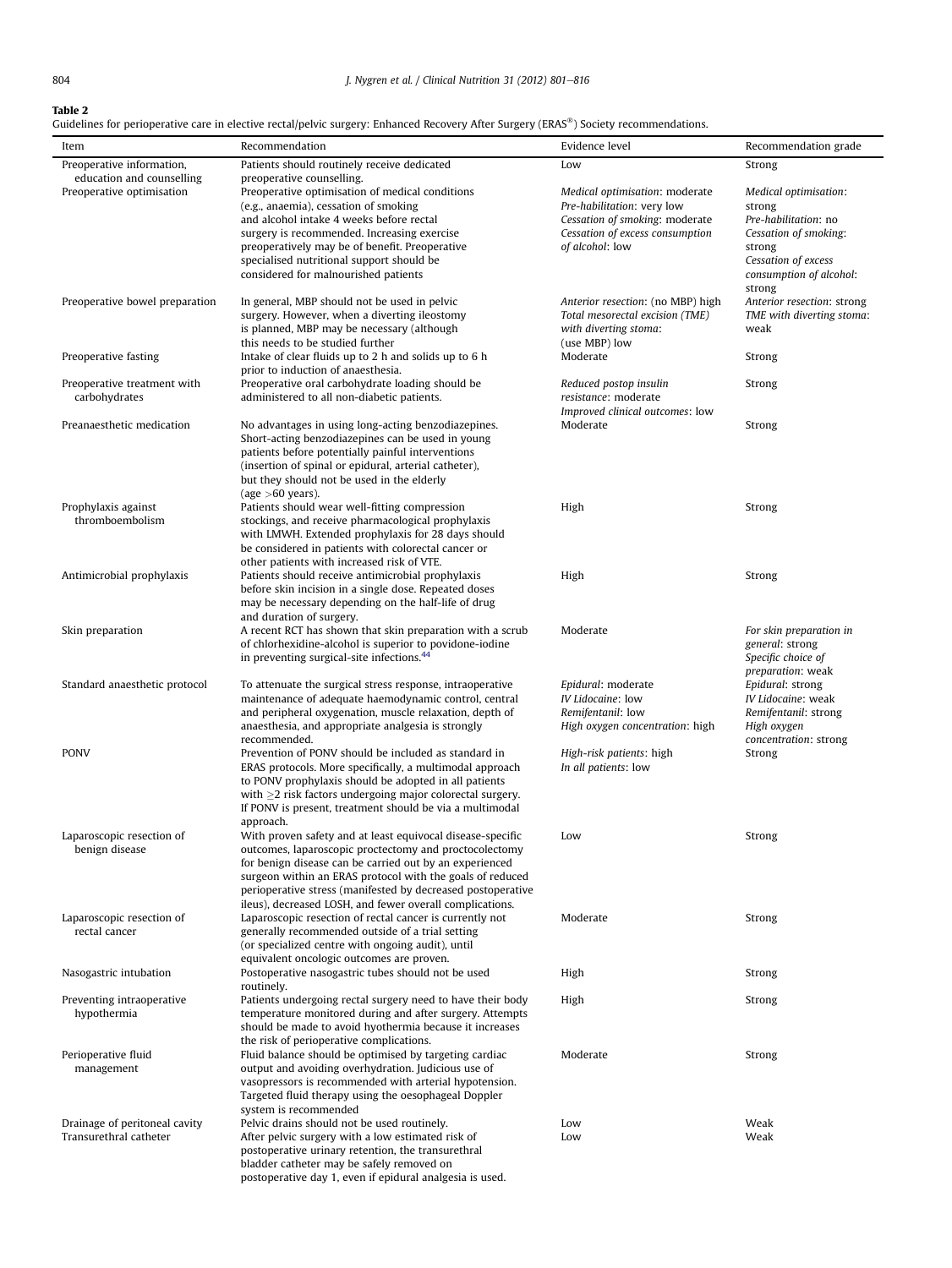**Table 2**
Guidelines for perioperative care in elective rectal/pelvic surgery: Enhanced Recovery After Surgery (ERAS®) Society recommendations.

| Item | Recommendation | Evidence level | Recommendation grade |
|---|---|---|---|
| Preoperative information, education and counselling | Patients should routinely receive dedicated preoperative counselling. | Low | Strong |
| Preoperative optimisation | Preoperative optimisation of medical conditions (e.g., anaemia), cessation of smoking and alcohol intake 4 weeks before rectal surgery is recommended. Increasing exercise preoperatively may be of benefit. Preoperative specialised nutritional support should be considered for malnourished patients | *Medical optimisation*: moderate *Pre-habilitation*: very low *Cessation of smoking*: moderate *Cessation of excess consumption of alcohol*: low | *Medical optimisation*: strong *Pre-habilitation*: no *Cessation of smoking*: strong *Cessation of excess consumption of alcohol*: strong |
| Preoperative bowel preparation | In general, MBP should not be used in pelvic surgery. However, when a diverting ileostomy is planned, MBP may be necessary (although this needs to be studied further | *Anterior resection*: (no MBP) high *Total mesorectal excision (TME) with diverting stoma*: (use MBP) low | *Anterior resection*: strong *TME with diverting stoma*: weak |
| Preoperative fasting | Intake of clear fluids up to 2 h and solids up to 6 h prior to induction of anaesthesia. | Moderate | Strong |
| Preoperative treatment with carbohydrates | Preoperative oral carbohydrate loading should be administered to all non-diabetic patients. | *Reduced postop insulin resistance*: moderate *Improved clinical outcomes*: low | Strong |
| Preanaesthetic medication | No advantages in using long-acting benzodiazepines. Short-acting benzodiazepines can be used in young patients before potentially painful interventions (insertion of spinal or epidural, arterial catheter), but they should not be used in the elderly (age >60 years). | Moderate | Strong |
| Prophylaxis against thromboembolism | Patients should wear well-fitting compression stockings, and receive pharmacological prophylaxis with LMWH. Extended prophylaxis for 28 days should be considered in patients with colorectal cancer or other patients with increased risk of VTE. | High | Strong |
| Antimicrobial prophylaxis | Patients should receive antimicrobial prophylaxis before skin incision in a single dose. Repeated doses may be necessary depending on the half-life of drug and duration of surgery. | High | Strong |
| Skin preparation | A recent RCT has shown that skin preparation with a scrub of chlorhexidine-alcohol is superior to povidone-iodine in preventing surgical-site infections.[44] | Moderate | *For skin preparation in general*: strong *Specific choice of preparation*: weak |
| Standard anaesthetic protocol | To attenuate the surgical stress response, intraoperative maintenance of adequate haemodynamic control, central and peripheral oxygenation, muscle relaxation, depth of anaesthesia, and appropriate analgesia is strongly recommended. | *Epidural*: moderate *IV Lidocaine*: low *Remifentanil*: low *High oxygen concentration*: high | *Epidural*: strong *IV Lidocaine*: weak *Remifentanil*: strong *High oxygen concentration*: strong |
| PONV | Prevention of PONV should be included as standard in ERAS protocols. More specifically, a multimodal approach to PONV prophylaxis should be adopted in all patients with ≥2 risk factors undergoing major colorectal surgery. If PONV is present, treatment should be via a multimodal approach. | *High-risk patients*: high *In all patients*: low | Strong |
| Laparoscopic resection of benign disease | With proven safety and at least equivocal disease-specific outcomes, laparoscopic proctectomy and proctocolectomy for benign disease can be carried out by an experienced surgeon within an ERAS protocol with the goals of reduced perioperative stress (manifested by decreased postoperative ileus), decreased LOSH, and fewer overall complications. | Low | Strong |
| Laparoscopic resection of rectal cancer | Laparoscopic resection of rectal cancer is currently not generally recommended outside of a trial setting (or specialized centre with ongoing audit), until equivalent oncologic outcomes are proven. | Moderate | Strong |
| Nasogastric intubation | Postoperative nasogastric tubes should not be used routinely. | High | Strong |
| Preventing intraoperative hypothermia | Patients undergoing rectal surgery need to have their body temperature monitored during and after surgery. Attempts should be made to avoid hyothermia because it increases the risk of perioperative complications. | High | Strong |
| Perioperative fluid management | Fluid balance should be optimised by targeting cardiac output and avoiding overhydration. Judicious use of vasopressors is recommended with arterial hypotension. Targeted fluid therapy using the oesophageal Doppler system is recommended | Moderate | Strong |
| Drainage of peritoneal cavity | Pelvic drains should not be used routinely. | Low | Weak |
| Transurethral catheter | After pelvic surgery with a low estimated risk of postoperative urinary retention, the transurethral bladder catheter may be safely removed on postoperative day 1, even if epidural analgesia is used. | Low | Weak |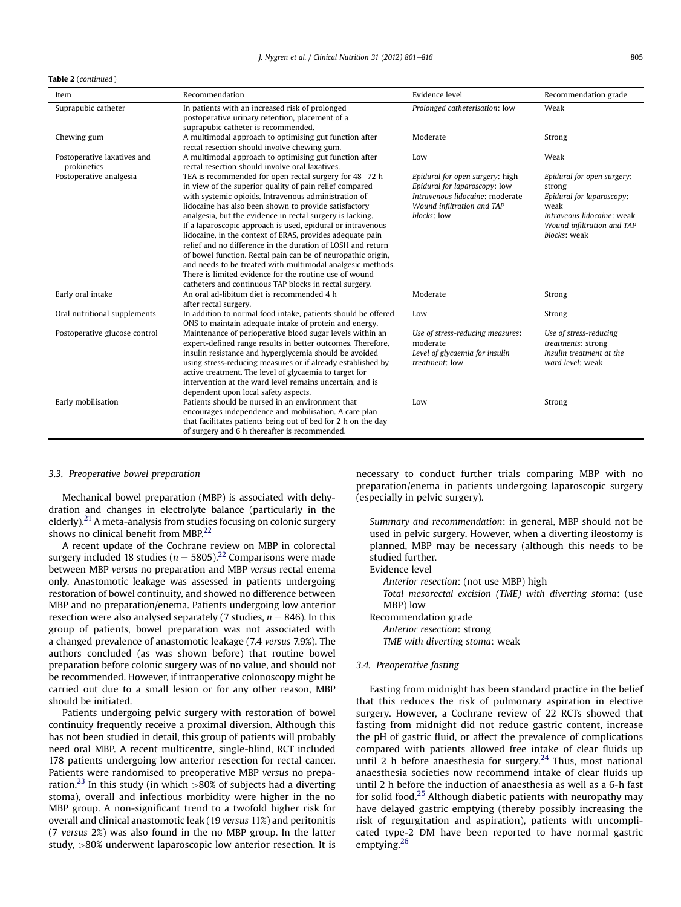**Table 2** (*continued*)

| Item | Recommendation | Evidence level | Recommendation grade |
|---|---|---|---|
| Suprapubic catheter | In patients with an increased risk of prolonged postoperative urinary retention, placement of a suprapubic catheter is recommended. | *Prolonged catheterisation*: low | Weak |
| Chewing gum | A multimodal approach to optimising gut function after rectal resection should involve chewing gum. | Moderate | Strong |
| Postoperative laxatives and prokinetics | A multimodal approach to optimising gut function after rectal resection should involve oral laxatives. | Low | Weak |
| Postoperative analgesia | TEA is recommended for open rectal surgery for 48–72 h in view of the superior quality of pain relief compared with systemic opioids. Intravenous administration of lidocaine has also been shown to provide satisfactory analgesia, but the evidence in rectal surgery is lacking. If a laparoscopic approach is used, epidural or intravenous lidocaine, in the context of ERAS, provides adequate pain relief and no difference in the duration of LOSH and return of bowel function. Rectal pain can be of neuropathic origin, and needs to be treated with multimodal analgesic methods. There is limited evidence for the routine use of wound catheters and continuous TAP blocks in rectal surgery. | *Epidural for open surgery*: high *Epidural for laparoscopy*: low *Intravenous lidocaine*: moderate *Wound infiltration and TAP blocks*: low | *Epidural for open surgery*: strong *Epidural for laparoscopy*: weak *Intraveous lidocaine*: weak *Wound infiltration and TAP blocks*: weak |
| Early oral intake | An oral ad-libitum diet is recommended 4 h after rectal surgery. | Moderate | Strong |
| Oral nutritional supplements | In addition to normal food intake, patients should be offered ONS to maintain adequate intake of protein and energy. | Low | Strong |
| Postoperative glucose control | Maintenance of perioperative blood sugar levels within an expert-defined range results in better outcomes. Therefore, insulin resistance and hyperglycemia should be avoided using stress-reducing measures or if already established by active treatment. The level of glycaemia to target for intervention at the ward level remains uncertain, and is dependent upon local safety aspects. | *Use of stress-reducing measures*: moderate *Level of glycaemia for insulin treatment*: low | *Use of stress-reducing treatments*: strong *Insulin treatment at the ward level*: weak |
| Early mobilisation | Patients should be nursed in an environment that encourages independence and mobilisation. A care plan that facilitates patients being out of bed for 2 h on the day of surgery and 6 h thereafter is recommended. | Low | Strong |

### 3.3. Preoperative bowel preparation

Mechanical bowel preparation (MBP) is associated with dehydration and changes in electrolyte balance (particularly in the elderly).[21] A meta-analysis from studies focusing on colonic surgery shows no clinical benefit from MBP.[22]

A recent update of the Cochrane review on MBP in colorectal surgery included 18 studies ($n = 5805$).[22] Comparisons were made between MBP *versus* no preparation and MBP *versus* rectal enema only. Anastomotic leakage was assessed in patients undergoing restoration of bowel continuity, and showed no difference between MBP and no preparation/enema. Patients undergoing low anterior resection were also analysed separately (7 studies, $n = 846$). In this group of patients, bowel preparation was not associated with a changed prevalence of anastomotic leakage (7.4 *versus* 7.9%). The authors concluded (as was shown before) that routine bowel preparation before colonic surgery was of no value, and should not be recommended. However, if intraoperative colonoscopy might be carried out due to a small lesion or for any other reason, MBP should be initiated.

Patients undergoing pelvic surgery with restoration of bowel continuity frequently receive a proximal diversion. Although this has not been studied in detail, this group of patients will probably need oral MBP. A recent multicentre, single-blind, RCT included 178 patients undergoing low anterior resection for rectal cancer. Patients were randomised to preoperative MBP *versus* no preparation.[23] In this study (in which >80% of subjects had a diverting stoma), overall and infectious morbidity were higher in the no MBP group. A non-significant trend to a twofold higher risk for overall and clinical anastomotic leak (19 *versus* 11%) and peritonitis (7 *versus* 2%) was also found in the no MBP group. In the latter study, >80% underwent laparoscopic low anterior resection. It is necessary to conduct further trials comparing MBP with no preparation/enema in patients undergoing laparoscopic surgery (especially in pelvic surgery).

*Summary and recommendation*: in general, MBP should not be used in pelvic surgery. However, when a diverting ileostomy is planned, MBP may be necessary (although this needs to be studied further.
Evidence level
*Anterior resection*: (not use MBP) high
*Total mesorectal excision (TME) with diverting stoma*: (use MBP) low
Recommendation grade
*Anterior resection*: strong
*TME with diverting stoma*: weak

### 3.4. Preoperative fasting

Fasting from midnight has been standard practice in the belief that this reduces the risk of pulmonary aspiration in elective surgery. However, a Cochrane review of 22 RCTs showed that fasting from midnight did not reduce gastric content, increase the pH of gastric fluid, or affect the prevalence of complications compared with patients allowed free intake of clear fluids up until 2 h before anaesthesia for surgery.[24] Thus, most national anaesthesia societies now recommend intake of clear fluids up until 2 h before the induction of anaesthesia as well as a 6-h fast for solid food.[25] Although diabetic patients with neuropathy may have delayed gastric emptying (thereby possibly increasing the risk of regurgitation and aspiration), patients with uncomplicated type-2 DM have been reported to have normal gastric emptying.[26]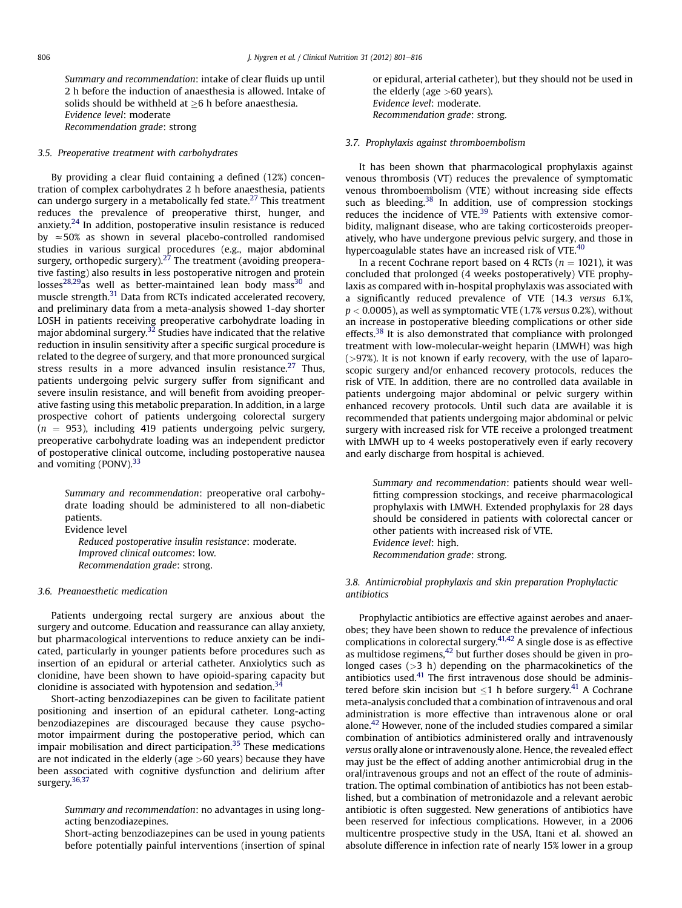*Summary and recommendation*: intake of clear fluids up until 2 h before the induction of anaesthesia is allowed. Intake of solids should be withheld at ≥6 h before anaesthesia.
*Evidence level*: moderate
*Recommendation grade*: strong

### 3.5. Preoperative treatment with carbohydrates

By providing a clear fluid containing a defined (12%) concentration of complex carbohydrates 2 h before anaesthesia, patients can undergo surgery in a metabolically fed state.[27] This treatment reduces the prevalence of preoperative thirst, hunger, and anxiety.[24] In addition, postoperative insulin resistance is reduced by ≈50% as shown in several placebo-controlled randomised studies in various surgical procedures (e.g., major abdominal surgery, orthopedic surgery).[27] The treatment (avoiding preoperative fasting) also results in less postoperative nitrogen and protein losses[28,29] as well as better-maintained lean body mass[30] and muscle strength.[31] Data from RCTs indicated accelerated recovery, and preliminary data from a meta-analysis showed 1-day shorter LOSH in patients receiving preoperative carbohydrate loading in major abdominal surgery.[32] Studies have indicated that the relative reduction in insulin sensitivity after a specific surgical procedure is related to the degree of surgery, and that more pronounced surgical stress results in a more advanced insulin resistance.[27] Thus, patients undergoing pelvic surgery suffer from significant and severe insulin resistance, and will benefit from avoiding preoperative fasting using this metabolic preparation. In addition, in a large prospective cohort of patients undergoing colorectal surgery ($n = 953$), including 419 patients undergoing pelvic surgery, preoperative carbohydrate loading was an independent predictor of postoperative clinical outcome, including postoperative nausea and vomiting (PONV).[33]

*Summary and recommendation*: preoperative oral carbohydrate loading should be administered to all non-diabetic patients.
Evidence level
*Reduced postoperative insulin resistance*: moderate.
*Improved clinical outcomes*: low.
*Recommendation grade*: strong.

### 3.6. Preanaesthetic medication

Patients undergoing rectal surgery are anxious about the surgery and outcome. Education and reassurance can allay anxiety, but pharmacological interventions to reduce anxiety can be indicated, particularly in younger patients before procedures such as insertion of an epidural or arterial catheter. Anxiolytics such as clonidine, have been shown to have opioid-sparing capacity but clonidine is associated with hypotension and sedation.[34]

Short-acting benzodiazepines can be given to facilitate patient positioning and insertion of an epidural catheter. Long-acting benzodiazepines are discouraged because they cause psychomotor impairment during the postoperative period, which can impair mobilisation and direct participation.[35] These medications are not indicated in the elderly (age >60 years) because they have been associated with cognitive dysfunction and delirium after surgery.[36,37]

*Summary and recommendation*: no advantages in using long-acting benzodiazepines.
Short-acting benzodiazepines can be used in young patients before potentially painful interventions (insertion of spinal or epidural, arterial catheter), but they should not be used in the elderly (age >60 years).
*Evidence level*: moderate.
*Recommendation grade*: strong.

### 3.7. Prophylaxis against thromboembolism

It has been shown that pharmacological prophylaxis against venous thrombosis (VT) reduces the prevalence of symptomatic venous thromboembolism (VTE) without increasing side effects such as bleeding.[38] In addition, use of compression stockings reduces the incidence of VTE.[39] Patients with extensive comorbidity, malignant disease, who are taking corticosteroids preoperatively, who have undergone previous pelvic surgery, and those in hypercoagulable states have an increased risk of VTE.[40]

In a recent Cochrane report based on 4 RCTs ($n = 1021$), it was concluded that prolonged (4 weeks postoperatively) VTE prophylaxis as compared with in-hospital prophylaxis was associated with a significantly reduced prevalence of VTE (14.3 *versus* 6.1%, $p < 0.0005$), as well as symptomatic VTE (1.7% *versus* 0.2%), without an increase in postoperative bleeding complications or other side effects.[38] It is also demonstrated that compliance with prolonged treatment with low-molecular-weight heparin (LMWH) was high (>97%). It is not known if early recovery, with the use of laparoscopic surgery and/or enhanced recovery protocols, reduces the risk of VTE. In addition, there are no controlled data available in patients undergoing major abdominal or pelvic surgery within enhanced recovery protocols. Until such data are available it is recommended that patients undergoing major abdominal or pelvic surgery with increased risk for VTE receive a prolonged treatment with LMWH up to 4 weeks postoperatively even if early recovery and early discharge from hospital is achieved.

*Summary and recommendation*: patients should wear well-fitting compression stockings, and receive pharmacological prophylaxis with LMWH. Extended prophylaxis for 28 days should be considered in patients with colorectal cancer or other patients with increased risk of VTE.
*Evidence level*: high.
*Recommendation grade*: strong.

### 3.8. Antimicrobial prophylaxis and skin preparation Prophylactic antibiotics

Prophylactic antibiotics are effective against aerobes and anaerobes; they have been shown to reduce the prevalence of infectious complications in colorectal surgery.[41,42] A single dose is as effective as multidose regimens,[42] but further doses should be given in prolonged cases (>3 h) depending on the pharmacokinetics of the antibiotics used.[41] The first intravenous dose should be administered before skin incision but ≤1 h before surgery.[41] A Cochrane meta-analysis concluded that a combination of intravenous and oral administration is more effective than intravenous alone or oral alone.[42] However, none of the included studies compared a similar combination of antibiotics administered orally and intravenously *versus* orally alone or intravenously alone. Hence, the revealed effect may just be the effect of adding another antimicrobial drug in the oral/intravenous groups and not an effect of the route of administration. The optimal combination of antibiotics has not been established, but a combination of metronidazole and a relevant aerobic antibiotic is often suggested. New generations of antibiotics have been reserved for infectious complications. However, in a 2006 multicentre prospective study in the USA, Itani et al. showed an absolute difference in infection rate of nearly 15% lower in a group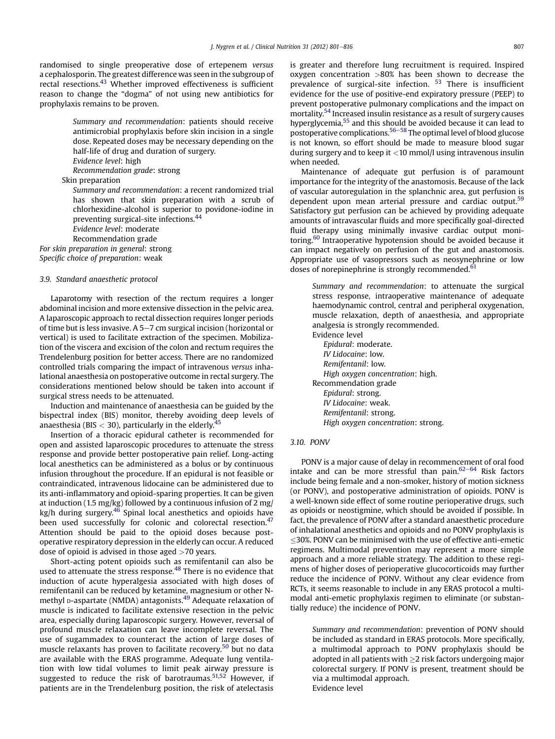randomised to single preoperative dose of ertepenem *versus* a cephalosporin. The greatest difference was seen in the subgroup of rectal resections.[43] Whether improved effectiveness is sufficient reason to change the "dogma" of not using new antibiotics for prophylaxis remains to be proven.

> *Summary and recommendation*: patients should receive antimicrobial prophylaxis before skin incision in a single dose. Repeated doses may be necessary depending on the half-life of drug and duration of surgery.
> *Evidence level*: high
> *Recommendation grade*: strong

Skin preparation

> *Summary and recommendation*: a recent randomized trial has shown that skin preparation with a scrub of chlorhexidine-alcohol is superior to povidone-iodine in preventing surgical-site infections.[44]
> *Evidence level*: moderate
> Recommendation grade

*For skin preparation in general*: strong
*Specific choice of preparation*: weak

### 3.9. Standard anaesthetic protocol

Laparotomy with resection of the rectum requires a longer abdominal incision and more extensive dissection in the pelvic area. A laparoscopic approach to rectal dissection requires longer periods of time but is less invasive. A 5–7 cm surgical incision (horizontal or vertical) is used to facilitate extraction of the specimen. Mobilization of the viscera and excision of the colon and rectum requires the Trendelenburg position for better access. There are no randomized controlled trials comparing the impact of intravenous *versus* inhalational anaesthesia on postoperative outcome in rectal surgery. The considerations mentioned below should be taken into account if surgical stress needs to be attenuated.

Induction and maintenance of anaesthesia can be guided by the bispectral index (BIS) monitor, thereby avoiding deep levels of anaesthesia (BIS $< 30$), particularly in the elderly.[45]

Insertion of a thoracic epidural catheter is recommended for open and assisted laparoscopic procedures to attenuate the stress response and provide better postoperative pain relief. Long-acting local anesthetics can be administered as a bolus or by continuous infusion throughout the procedure. If an epidural is not feasible or contraindicated, intravenous lidocaine can be administered due to its anti-inflammatory and opioid-sparing properties. It can be given at induction (1.5 mg/kg) followed by a continuous infusion of 2 mg/kg/h during surgery.[46] Spinal local anesthetics and opioids have been used successfully for colonic and colorectal resection.[47] Attention should be paid to the opioid doses because postoperative respiratory depression in the elderly can occur. A reduced dose of opioid is advised in those aged >70 years.

Short-acting potent opioids such as remifentanil can also be used to attenuate the stress response.[48] There is no evidence that induction of acute hyperalgesia associated with high doses of remifentanil can be reduced by ketamine, magnesium or other N-methyl D-aspartate (NMDA) antagonists.[49] Adequate relaxation of muscle is indicated to facilitate extensive resection in the pelvic area, especially during laparoscopic surgery. However, reversal of profound muscle relaxation can leave incomplete reversal. The use of sugammadex to counteract the action of large doses of muscle relaxants has proven to facilitate recovery.[50] but no data are available with the ERAS programme. Adequate lung ventilation with low tidal volumes to limit peak airway pressure is suggested to reduce the risk of barotraumas.[51,52] However, if patients are in the Trendelenburg position, the risk of atelectasis is greater and therefore lung recruitment is required. Inspired oxygen concentration >80% has been shown to decrease the prevalence of surgical-site infection. [53] There is insufficient evidence for the use of positive-end expiratory pressure (PEEP) to prevent postoperative pulmonary complications and the impact on mortality.[54] Increased insulin resistance as a result of surgery causes hyperglycemia,[55] and this should be avoided because it can lead to postoperative complications.[56–58] The optimal level of blood glucose is not known, so effort should be made to measure blood sugar during surgery and to keep it <10 mmol/l using intravenous insulin when needed.

Maintenance of adequate gut perfusion is of paramount importance for the integrity of the anastomosis. Because of the lack of vascular autoregulation in the splanchnic area, gut perfusion is dependent upon mean arterial pressure and cardiac output.[59] Satisfactory gut perfusion can be achieved by providing adequate amounts of intravascular fluids and more specifically goal-directed fluid therapy using minimally invasive cardiac output monitoring.[60] Intraoperative hypotension should be avoided because it can impact negatively on perfusion of the gut and anastomosis. Appropriate use of vasopressors such as neosynephrine or low doses of norepinephrine is strongly recommended.[61]

> *Summary and recommendation*: to attenuate the surgical stress response, intraoperative maintenance of adequate haemodynamic control, central and peripheral oxygenation, muscle relaxation, depth of anaesthesia, and appropriate analgesia is strongly recommended.
> Evidence level
> *Epidural*: moderate.
> *IV Lidocaine*: low.
> *Remifentanil*: low.
> *High oxygen concentration*: high.
> Recommendation grade
> *Epidural*: strong.
> *IV Lidocaine*: weak.
> *Remifentanil*: strong.
> *High oxygen concentration*: strong.

### 3.10. PONV

PONV is a major cause of delay in recommencement of oral food intake and can be more stressful than pain.[62–64] Risk factors include being female and a non-smoker, history of motion sickness (or PONV), and postoperative administration of opioids. PONV is a well-known side effect of some routine perioperative drugs, such as opioids or neostigmine, which should be avoided if possible. In fact, the prevalence of PONV after a standard anaesthetic procedure of inhalational anesthetics and opioids and no PONV prophylaxis is ≤30%. PONV can be minimised with the use of effective anti-emetic regimens. Multimodal prevention may represent a more simple approach and a more reliable strategy. The addition to these regimens of higher doses of perioperative glucocorticoids may further reduce the incidence of PONV. Without any clear evidence from RCTs, it seems reasonable to include in any ERAS protocol a multimodal anti-emetic prophylaxis regimen to eliminate (or substantially reduce) the incidence of PONV.

> *Summary and recommendation*: prevention of PONV should be included as standard in ERAS protocols. More specifically, a multimodal approach to PONV prophylaxis should be adopted in all patients with ≥2 risk factors undergoing major colorectal surgery. If PONV is present, treatment should be via a multimodal approach.
> Evidence level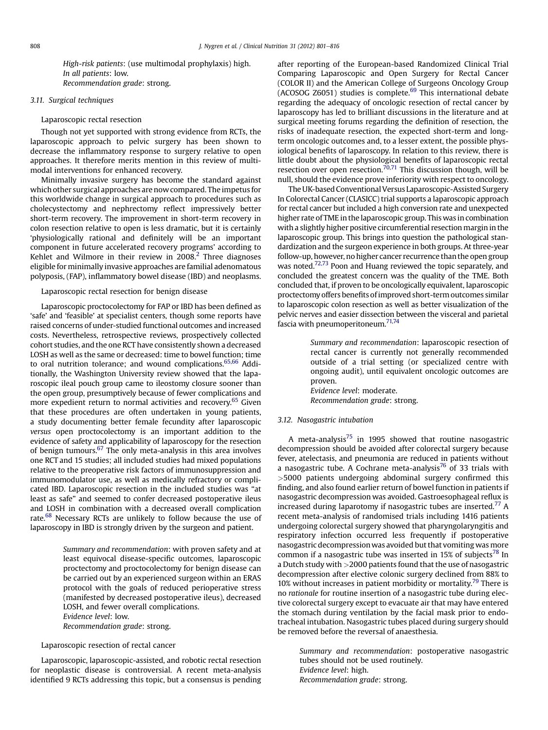*High-risk patients*: (use multimodal prophylaxis) high.
*In all patients*: low.
*Recommendation grade*: strong.

### 3.11. Surgical techniques

Laparoscopic rectal resection

Though not yet supported with strong evidence from RCTs, the laparoscopic approach to pelvic surgery has been shown to decrease the inflammatory response to surgery relative to open approaches. It therefore merits mention in this review of multimodal interventions for enhanced recovery.

Minimally invasive surgery has become the standard against which other surgical approaches are now compared. The impetus for this worldwide change in surgical approach to procedures such as cholecystectomy and nephrectomy reflect impressively better short-term recovery. The improvement in short-term recovery in colon resection relative to open is less dramatic, but it is certainly 'physiologically rational and definitely will be an important component in future accelerated recovery programs' according to Kehlet and Wilmore in their review in 2008.[2] Three diagnoses eligible for minimally invasive approaches are familial adenomatous polyposis, (FAP), inflammatory bowel disease (IBD) and neoplasms.

Laparoscopic rectal resection for benign disease

Laparoscopic proctocolectomy for FAP or IBD has been defined as 'safe' and 'feasible' at specialist centers, though some reports have raised concerns of under-studied functional outcomes and increased costs. Nevertheless, retrospective reviews, prospectively collected cohort studies, and the one RCT have consistently shown a decreased LOSH as well as the same or decreased: time to bowel function; time to oral nutrition tolerance; and wound complications.[65,66] Additionally, the Washington University review showed that the laparoscopic ileal pouch group came to ileostomy closure sooner than the open group, presumptively because of fewer complications and more expedient return to normal activities and recovery.[65] Given that these procedures are often undertaken in young patients, a study documenting better female fecundity after laparoscopic *versus* open proctocolectomy is an important addition to the evidence of safety and applicability of laparoscopy for the resection of benign tumours.[67] The only meta-analysis in this area involves one RCT and 15 studies; all included studies had mixed populations relative to the preoperative risk factors of immunosuppression and immunomodulator use, as well as medically refractory or complicated IBD. Laparoscopic resection in the included studies was "at least as safe" and seemed to confer decreased postoperative ileus and LOSH in combination with a decreased overall complication rate.[68] Necessary RCTs are unlikely to follow because the use of laparoscopy in IBD is strongly driven by the surgeon and patient.

> *Summary and recommendation*: with proven safety and at least equivocal disease-specific outcomes, laparoscopic proctectomy and proctocolectomy for benign disease can be carried out by an experienced surgeon within an ERAS protocol with the goals of reduced perioperative stress (manifested by decreased postoperative ileus), decreased LOSH, and fewer overall complications.
> *Evidence level*: low.
> *Recommendation grade*: strong.

Laparoscopic resection of rectal cancer

Laparoscopic, laparoscopic-assisted, and robotic rectal resection for neoplastic disease is controversial. A recent meta-analysis identified 9 RCTs addressing this topic, but a consensus is pending after reporting of the European-based Randomized Clinical Trial Comparing Laparoscopic and Open Surgery for Rectal Cancer (COLOR II) and the American College of Surgeons Oncology Group (ACOSOG Z6051) studies is complete.[69] This international debate regarding the adequacy of oncologic resection of rectal cancer by laparoscopy has led to brilliant discussions in the literature and at surgical meeting forums regarding the definition of resection, the risks of inadequate resection, the expected short-term and long-term oncologic outcomes and, to a lesser extent, the possible physiological benefits of laparoscopy. In relation to this review, there is little doubt about the physiological benefits of laparoscopic rectal resection over open resection.[70,71] This discussion though, will be null, should the evidence prove inferiority with respect to oncology.

The UK-based Conventional Versus Laparoscopic-Assisted Surgery In Colorectal Cancer (CLASICC) trial supports a laparoscopic approach for rectal cancer but included a high conversion rate and unexpected higher rate of TME in the laparoscopic group. This was in combination with a slightly higher positive circumferential resection margin in the laparoscopic group. This brings into question the pathological standardization and the surgeon experience in both groups. At three-year follow-up, however, no higher cancer recurrence than the open group was noted.[72,73] Poon and Huang reviewed the topic separately, and concluded the greatest concern was the quality of the TME. Both concluded that, if proven to be oncologically equivalent, laparoscopic proctectomy offers benefits of improved short-term outcomes similar to laparoscopic colon resection as well as better visualization of the pelvic nerves and easier dissection between the visceral and parietal fascia with pneumoperitoneum.[71,74]

> *Summary and recommendation*: laparoscopic resection of rectal cancer is currently not generally recommended outside of a trial setting (or specialized centre with ongoing audit), until equivalent oncologic outcomes are proven.
> *Evidence level*: moderate.
> *Recommendation grade*: strong.

### 3.12. Nasogastric intubation

A meta-analysis[75] in 1995 showed that routine nasogastric decompression should be avoided after colorectal surgery because fever, atelectasis, and pneumonia are reduced in patients without a nasogastric tube. A Cochrane meta-analysis[76] of 33 trials with >5000 patients undergoing abdominal surgery confirmed this finding, and also found earlier return of bowel function in patients if nasogastric decompression was avoided. Gastroesophageal reflux is increased during laparotomy if nasogastric tubes are inserted.[77] A recent meta-analysis of randomised trials including 1416 patients undergoing colorectal surgery showed that pharyngolaryngitis and respiratory infection occurred less frequently if postoperative nasogastric decompression was avoided but that vomiting was more common if a nasogastric tube was inserted in 15% of subjects[78] In a Dutch study with >2000 patients found that the use of nasogastric decompression after elective colonic surgery declined from 88% to 10% without increases in patient morbidity or mortality.[79] There is no *rationale* for routine insertion of a nasogastric tube during elective colorectal surgery except to evacuate air that may have entered the stomach during ventilation by the facial mask prior to endotracheal intubation. Nasogastric tubes placed during surgery should be removed before the reversal of anaesthesia.

> *Summary and recommendation*: postoperative nasogastric tubes should not be used routinely.
> *Evidence level*: high.
> *Recommendation grade*: strong.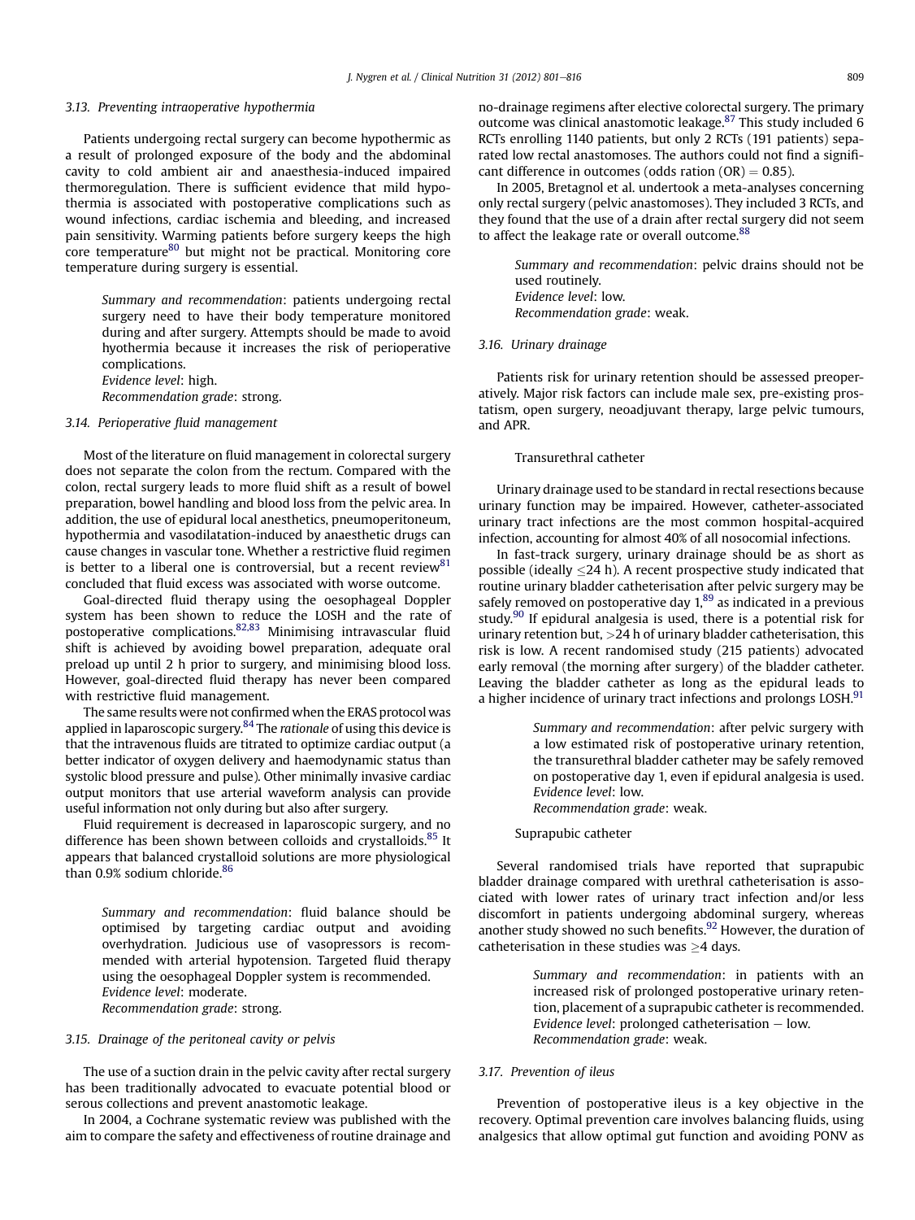### 3.13. Preventing intraoperative hypothermia

Patients undergoing rectal surgery can become hypothermic as a result of prolonged exposure of the body and the abdominal cavity to cold ambient air and anaesthesia-induced impaired thermoregulation. There is sufficient evidence that mild hypothermia is associated with postoperative complications such as wound infections, cardiac ischemia and bleeding, and increased pain sensitivity. Warming patients before surgery keeps the high core temperature[80] but might not be practical. Monitoring core temperature during surgery is essential.

> *Summary and recommendation*: patients undergoing rectal surgery need to have their body temperature monitored during and after surgery. Attempts should be made to avoid hyothermia because it increases the risk of perioperative complications.
> *Evidence level*: high.
> *Recommendation grade*: strong.

### 3.14. Perioperative fluid management

Most of the literature on fluid management in colorectal surgery does not separate the colon from the rectum. Compared with the colon, rectal surgery leads to more fluid shift as a result of bowel preparation, bowel handling and blood loss from the pelvic area. In addition, the use of epidural local anesthetics, pneumoperitoneum, hypothermia and vasodilatation-induced by anaesthetic drugs can cause changes in vascular tone. Whether a restrictive fluid regimen is better to a liberal one is controversial, but a recent review[81] concluded that fluid excess was associated with worse outcome.

Goal-directed fluid therapy using the oesophageal Doppler system has been shown to reduce the LOSH and the rate of postoperative complications.[82,83] Minimising intravascular fluid shift is achieved by avoiding bowel preparation, adequate oral preload up until 2 h prior to surgery, and minimising blood loss. However, goal-directed fluid therapy has never been compared with restrictive fluid management.

The same results were not confirmed when the ERAS protocol was applied in laparoscopic surgery.[84] The *rationale* of using this device is that the intravenous fluids are titrated to optimize cardiac output (a better indicator of oxygen delivery and haemodynamic status than systolic blood pressure and pulse). Other minimally invasive cardiac output monitors that use arterial waveform analysis can provide useful information not only during but also after surgery.

Fluid requirement is decreased in laparoscopic surgery, and no difference has been shown between colloids and crystalloids.[85] It appears that balanced crystalloid solutions are more physiological than 0.9% sodium chloride.[86]

> *Summary and recommendation*: fluid balance should be optimised by targeting cardiac output and avoiding overhydration. Judicious use of vasopressors is recommended with arterial hypotension. Targeted fluid therapy using the oesophageal Doppler system is recommended.
> *Evidence level*: moderate.
> *Recommendation grade*: strong.

### 3.15. Drainage of the peritoneal cavity or pelvis

The use of a suction drain in the pelvic cavity after rectal surgery has been traditionally advocated to evacuate potential blood or serous collections and prevent anastomotic leakage.

In 2004, a Cochrane systematic review was published with the aim to compare the safety and effectiveness of routine drainage and no-drainage regimens after elective colorectal surgery. The primary outcome was clinical anastomotic leakage.[87] This study included 6 RCTs enrolling 1140 patients, but only 2 RCTs (191 patients) separated low rectal anastomoses. The authors could not find a significant difference in outcomes (odds ration (OR) = 0.85).

In 2005, Bretagnol et al. undertook a meta-analyses concerning only rectal surgery (pelvic anastomoses). They included 3 RCTs, and they found that the use of a drain after rectal surgery did not seem to affect the leakage rate or overall outcome.[88]

> *Summary and recommendation*: pelvic drains should not be used routinely.
> *Evidence level*: low.
> *Recommendation grade*: weak.

### 3.16. Urinary drainage

Patients risk for urinary retention should be assessed preoperatively. Major risk factors can include male sex, pre-existing prostatism, open surgery, neoadjuvant therapy, large pelvic tumours, and APR.

Transurethral catheter

Urinary drainage used to be standard in rectal resections because urinary function may be impaired. However, catheter-associated urinary tract infections are the most common hospital-acquired infection, accounting for almost 40% of all nosocomial infections.

In fast-track surgery, urinary drainage should be as short as possible (ideally ≤24 h). A recent prospective study indicated that routine urinary bladder catheterisation after pelvic surgery may be safely removed on postoperative day 1,[89] as indicated in a previous study.[90] If epidural analgesia is used, there is a potential risk for urinary retention but, >24 h of urinary bladder catheterisation, this risk is low. A recent randomised study (215 patients) advocated early removal (the morning after surgery) of the bladder catheter. Leaving the bladder catheter as long as the epidural leads to a higher incidence of urinary tract infections and prolongs LOSH.[91]

> *Summary and recommendation*: after pelvic surgery with a low estimated risk of postoperative urinary retention, the transurethral bladder catheter may be safely removed on postoperative day 1, even if epidural analgesia is used.
> *Evidence level*: low.
> *Recommendation grade*: weak.

Suprapubic catheter

Several randomised trials have reported that suprapubic bladder drainage compared with urethral catheterisation is associated with lower rates of urinary tract infection and/or less discomfort in patients undergoing abdominal surgery, whereas another study showed no such benefits.[92] However, the duration of catheterisation in these studies was ≥4 days.

> *Summary and recommendation*: in patients with an increased risk of prolonged postoperative urinary retention, placement of a suprapubic catheter is recommended.
> *Evidence level*: prolonged catheterisation − low.
> *Recommendation grade*: weak.

### 3.17. Prevention of ileus

Prevention of postoperative ileus is a key objective in the recovery. Optimal prevention care involves balancing fluids, using analgesics that allow optimal gut function and avoiding PONV as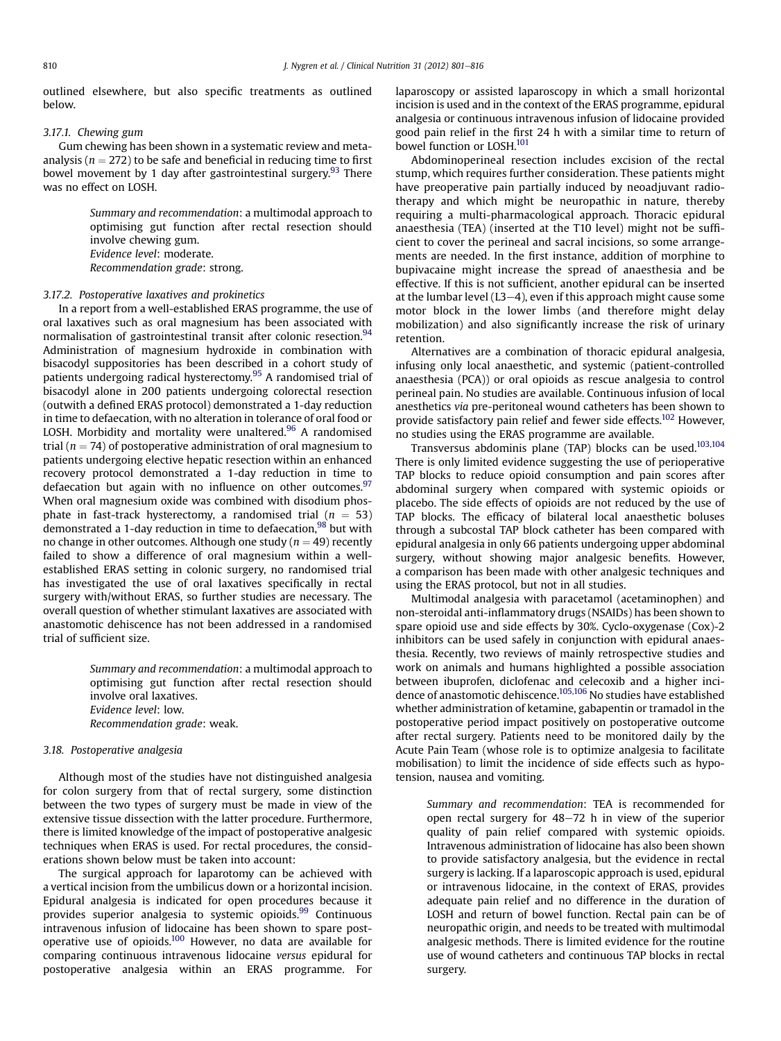outlined elsewhere, but also specific treatments as outlined below.

#### 3.17.1. Chewing gum

Gum chewing has been shown in a systematic review and meta-analysis ($n = 272$) to be safe and beneficial in reducing time to first bowel movement by 1 day after gastrointestinal surgery.[93] There was no effect on LOSH.

> *Summary and recommendation*: a multimodal approach to optimising gut function after rectal resection should involve chewing gum.
> *Evidence level*: moderate.
> *Recommendation grade*: strong.

#### 3.17.2. Postoperative laxatives and prokinetics

In a report from a well-established ERAS programme, the use of oral laxatives such as oral magnesium has been associated with normalisation of gastrointestinal transit after colonic resection.[94] Administration of magnesium hydroxide in combination with bisacodyl suppositories has been described in a cohort study of patients undergoing radical hysterectomy.[95] A randomised trial of bisacodyl alone in 200 patients undergoing colorectal resection (outwith a defined ERAS protocol) demonstrated a 1-day reduction in time to defaecation, with no alteration in tolerance of oral food or LOSH. Morbidity and mortality were unaltered.[96] A randomised trial ($n = 74$) of postoperative administration of oral magnesium to patients undergoing elective hepatic resection within an enhanced recovery protocol demonstrated a 1-day reduction in time to defaecation but again with no influence on other outcomes.[97] When oral magnesium oxide was combined with disodium phosphate in fast-track hysterectomy, a randomised trial ($n = 53$) demonstrated a 1-day reduction in time to defaecation,[98] but with no change in other outcomes. Although one study ($n = 49$) recently failed to show a difference of oral magnesium within a well-established ERAS setting in colonic surgery, no randomised trial has investigated the use of oral laxatives specifically in rectal surgery with/without ERAS, so further studies are necessary. The overall question of whether stimulant laxatives are associated with anastomotic dehiscence has not been addressed in a randomised trial of sufficient size.

> *Summary and recommendation*: a multimodal approach to optimising gut function after rectal resection should involve oral laxatives.
> *Evidence level*: low.
> *Recommendation grade*: weak.

### 3.18. Postoperative analgesia

Although most of the studies have not distinguished analgesia for colon surgery from that of rectal surgery, some distinction between the two types of surgery must be made in view of the extensive tissue dissection with the latter procedure. Furthermore, there is limited knowledge of the impact of postoperative analgesic techniques when ERAS is used. For rectal procedures, the considerations shown below must be taken into account:

The surgical approach for laparotomy can be achieved with a vertical incision from the umbilicus down or a horizontal incision. Epidural analgesia is indicated for open procedures because it provides superior analgesia to systemic opioids.[99] Continuous intravenous infusion of lidocaine has been shown to spare postoperative use of opioids.[100] However, no data are available for comparing continuous intravenous lidocaine *versus* epidural for postoperative analgesia within an ERAS programme. For laparoscopy or assisted laparoscopy in which a small horizontal incision is used and in the context of the ERAS programme, epidural analgesia or continuous intravenous infusion of lidocaine provided good pain relief in the first 24 h with a similar time to return of bowel function or LOSH.[101]

Abdominoperineal resection includes excision of the rectal stump, which requires further consideration. These patients might have preoperative pain partially induced by neoadjuvant radiotherapy and which might be neuropathic in nature, thereby requiring a multi-pharmacological approach. Thoracic epidural anaesthesia (TEA) (inserted at the T10 level) might not be sufficient to cover the perineal and sacral incisions, so some arrangements are needed. In the first instance, addition of morphine to bupivacaine might increase the spread of anaesthesia and be effective. If this is not sufficient, another epidural can be inserted at the lumbar level (L3–4), even if this approach might cause some motor block in the lower limbs (and therefore might delay mobilization) and also significantly increase the risk of urinary retention.

Alternatives are a combination of thoracic epidural analgesia, infusing only local anaesthetic, and systemic (patient-controlled anaesthesia (PCA)) or oral opioids as rescue analgesia to control perineal pain. No studies are available. Continuous infusion of local anesthetics *via* pre-peritoneal wound catheters has been shown to provide satisfactory pain relief and fewer side effects.[102] However, no studies using the ERAS programme are available.

Transversus abdominis plane (TAP) blocks can be used.[103,104] There is only limited evidence suggesting the use of perioperative TAP blocks to reduce opioid consumption and pain scores after abdominal surgery when compared with systemic opioids or placebo. The side effects of opioids are not reduced by the use of TAP blocks. The efficacy of bilateral local anaesthetic boluses through a subcostal TAP block catheter has been compared with epidural analgesia in only 66 patients undergoing upper abdominal surgery, without showing major analgesic benefits. However, a comparison has been made with other analgesic techniques and using the ERAS protocol, but not in all studies.

Multimodal analgesia with paracetamol (acetaminophen) and non-steroidal anti-inflammatory drugs (NSAIDs) has been shown to spare opioid use and side effects by 30%. Cyclo-oxygenase (Cox)-2 inhibitors can be used safely in conjunction with epidural anaesthesia. Recently, two reviews of mainly retrospective studies and work on animals and humans highlighted a possible association between ibuprofen, diclofenac and celecoxib and a higher incidence of anastomotic dehiscence.[105,106] No studies have established whether administration of ketamine, gabapentin or tramadol in the postoperative period impact positively on postoperative outcome after rectal surgery. Patients need to be monitored daily by the Acute Pain Team (whose role is to optimize analgesia to facilitate mobilisation) to limit the incidence of side effects such as hypotension, nausea and vomiting.

> *Summary and recommendation*: TEA is recommended for open rectal surgery for 48–72 h in view of the superior quality of pain relief compared with systemic opioids. Intravenous administration of lidocaine has also been shown to provide satisfactory analgesia, but the evidence in rectal surgery is lacking. If a laparoscopic approach is used, epidural or intravenous lidocaine, in the context of ERAS, provides adequate pain relief and no difference in the duration of LOSH and return of bowel function. Rectal pain can be of neuropathic origin, and needs to be treated with multimodal analgesic methods. There is limited evidence for the routine use of wound catheters and continuous TAP blocks in rectal surgery.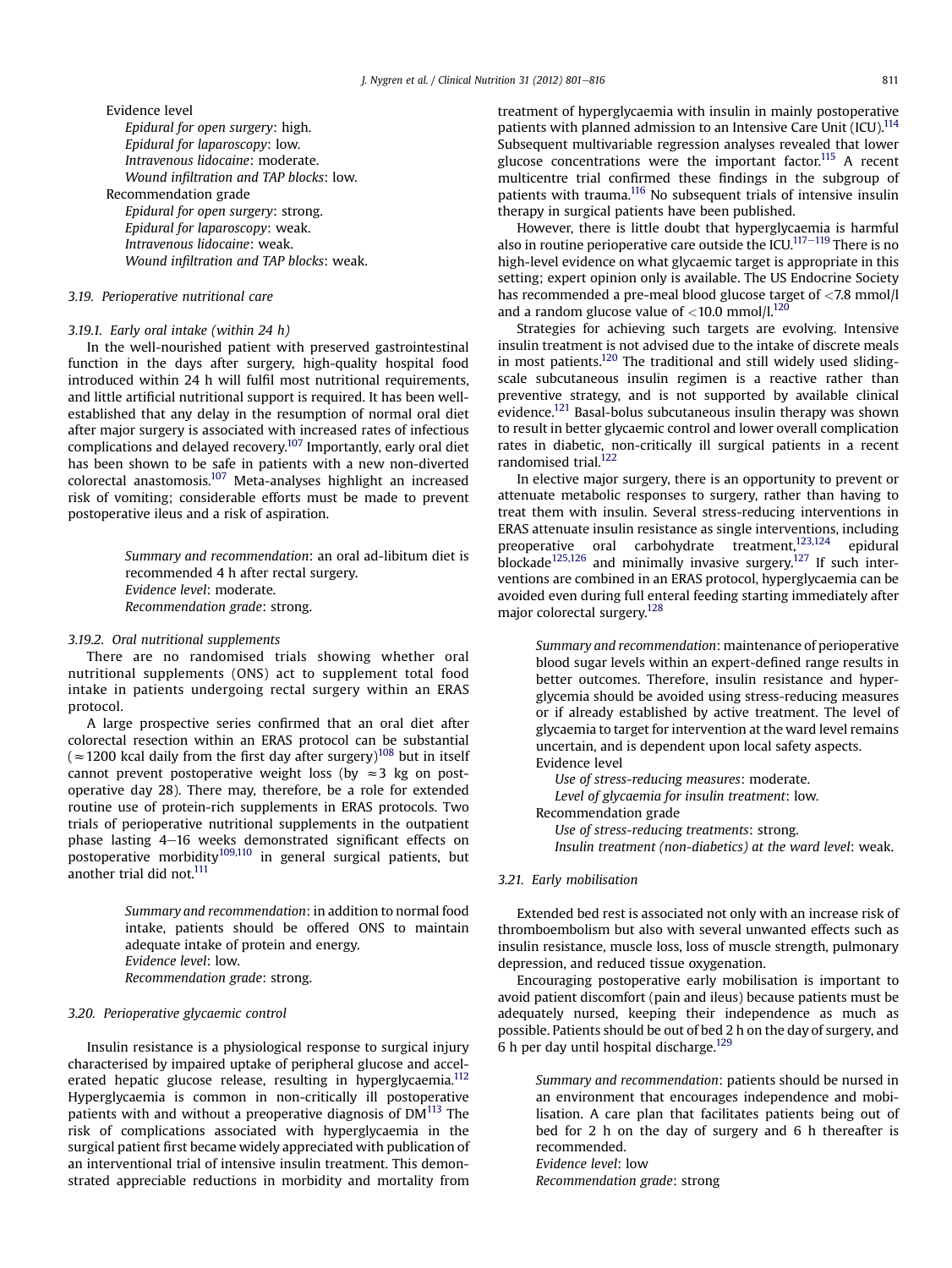Evidence level

*Epidural for open surgery*: high.
*Epidural for laparoscopy*: low.
*Intravenous lidocaine*: moderate.
*Wound infiltration and TAP blocks*: low.

Recommendation grade

*Epidural for open surgery*: strong.
*Epidural for laparoscopy*: weak.
*Intravenous lidocaine*: weak.
*Wound infiltration and TAP blocks*: weak.

### 3.19. Perioperative nutritional care

#### 3.19.1. Early oral intake (within 24 h)

In the well-nourished patient with preserved gastrointestinal function in the days after surgery, high-quality hospital food introduced within 24 h will fulfil most nutritional requirements, and little artificial nutritional support is required. It has been well-established that any delay in the resumption of normal oral diet after major surgery is associated with increased rates of infectious complications and delayed recovery.[107] Importantly, early oral diet has been shown to be safe in patients with a new non-diverted colorectal anastomosis.[107] Meta-analyses highlight an increased risk of vomiting; considerable efforts must be made to prevent postoperative ileus and a risk of aspiration.

> *Summary and recommendation*: an oral ad-libitum diet is recommended 4 h after rectal surgery.
> *Evidence level*: moderate.
> *Recommendation grade*: strong.

#### 3.19.2. Oral nutritional supplements

There are no randomised trials showing whether oral nutritional supplements (ONS) act to supplement total food intake in patients undergoing rectal surgery within an ERAS protocol.

A large prospective series confirmed that an oral diet after colorectal resection within an ERAS protocol can be substantial ($\approx$1200 kcal daily from the first day after surgery)[108] but in itself cannot prevent postoperative weight loss (by $\approx$3 kg on postoperative day 28). There may, therefore, be a role for extended routine use of protein-rich supplements in ERAS protocols. Two trials of perioperative nutritional supplements in the outpatient phase lasting 4–16 weeks demonstrated significant effects on postoperative morbidity[109,110] in general surgical patients, but another trial did not.[111]

> *Summary and recommendation*: in addition to normal food intake, patients should be offered ONS to maintain adequate intake of protein and energy.
> *Evidence level*: low.
> *Recommendation grade*: strong.

### 3.20. Perioperative glycaemic control

Insulin resistance is a physiological response to surgical injury characterised by impaired uptake of peripheral glucose and accelerated hepatic glucose release, resulting in hyperglycaemia.[112] Hyperglycaemia is common in non-critically ill postoperative patients with and without a preoperative diagnosis of DM[113] The risk of complications associated with hyperglycaemia in the surgical patient first became widely appreciated with publication of an interventional trial of intensive insulin treatment. This demonstrated appreciable reductions in morbidity and mortality from treatment of hyperglycaemia with insulin in mainly postoperative patients with planned admission to an Intensive Care Unit (ICU).[114] Subsequent multivariable regression analyses revealed that lower glucose concentrations were the important factor.[115] A recent multicentre trial confirmed these findings in the subgroup of patients with trauma.[116] No subsequent trials of intensive insulin therapy in surgical patients have been published.

However, there is little doubt that hyperglycaemia is harmful also in routine perioperative care outside the ICU.[117–119] There is no high-level evidence on what glycaemic target is appropriate in this setting; expert opinion only is available. The US Endocrine Society has recommended a pre-meal blood glucose target of <7.8 mmol/l and a random glucose value of <10.0 mmol/l.[120]

Strategies for achieving such targets are evolving. Intensive insulin treatment is not advised due to the intake of discrete meals in most patients.[120] The traditional and still widely used sliding-scale subcutaneous insulin regimen is a reactive rather than preventive strategy, and is not supported by available clinical evidence.[121] Basal-bolus subcutaneous insulin therapy was shown to result in better glycaemic control and lower overall complication rates in diabetic, non-critically ill surgical patients in a recent randomised trial.[122]

In elective major surgery, there is an opportunity to prevent or attenuate metabolic responses to surgery, rather than having to treat them with insulin. Several stress-reducing interventions in ERAS attenuate insulin resistance as single interventions, including preoperative oral carbohydrate treatment,[123,124] epidural blockade[125,126] and minimally invasive surgery.[127] If such interventions are combined in an ERAS protocol, hyperglycaemia can be avoided even during full enteral feeding starting immediately after major colorectal surgery.[128]

> *Summary and recommendation*: maintenance of perioperative blood sugar levels within an expert-defined range results in better outcomes. Therefore, insulin resistance and hyperglycemia should be avoided using stress-reducing measures or if already established by active treatment. The level of glycaemia to target for intervention at the ward level remains uncertain, and is dependent upon local safety aspects.
> Evidence level
> *Use of stress-reducing measures*: moderate.
> *Level of glycaemia for insulin treatment*: low.
> Recommendation grade
> *Use of stress-reducing treatments*: strong.
> *Insulin treatment (non-diabetics) at the ward level*: weak.

### 3.21. Early mobilisation

Extended bed rest is associated not only with an increase risk of thromboembolism but also with several unwanted effects such as insulin resistance, muscle loss, loss of muscle strength, pulmonary depression, and reduced tissue oxygenation.

Encouraging postoperative early mobilisation is important to avoid patient discomfort (pain and ileus) because patients must be adequately nursed, keeping their independence as much as possible. Patients should be out of bed 2 h on the day of surgery, and 6 h per day until hospital discharge.[129]

> *Summary and recommendation*: patients should be nursed in an environment that encourages independence and mobilisation. A care plan that facilitates patients being out of bed for 2 h on the day of surgery and 6 h thereafter is recommended.
> *Evidence level*: low
> *Recommendation grade*: strong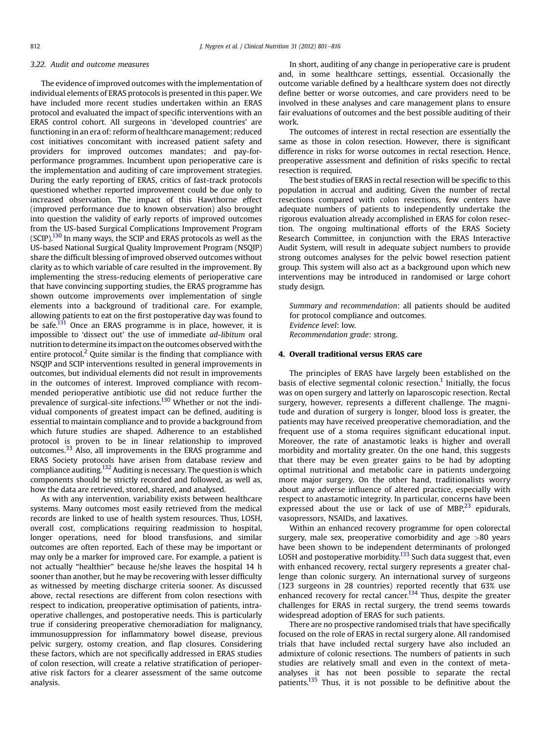### 3.22. Audit and outcome measures

The evidence of improved outcomes with the implementation of individual elements of ERAS protocols is presented in this paper. We have included more recent studies undertaken within an ERAS protocol and evaluated the impact of specific interventions with an ERAS control cohort. All surgeons in 'developed countries' are functioning in an era of: reform of healthcare management; reduced cost initiatives concomitant with increased patient safety and providers for improved outcomes mandates; and pay-for-performance programmes. Incumbent upon perioperative care is the implementation and auditing of care improvement strategies. During the early reporting of ERAS, critics of fast-track protocols questioned whether reported improvement could be due only to increased observation. The impact of this Hawthorne effect (improved performance due to known observation) also brought into question the validity of early reports of improved outcomes from the US-based Surgical Complications Improvement Program (SCIP).[130] In many ways, the SCIP and ERAS protocols as well as the US-based National Surgical Quality Improvement Program (NSQIP) share the difficult blessing of improved observed outcomes without clarity as to which variable of care resulted in the improvement. By implementing the stress-reducing elements of perioperative care that have convincing supporting studies, the ERAS programme has shown outcome improvements over implementation of single elements into a background of traditional care. For example, allowing patients to eat on the first postoperative day was found to be safe.[131] Once an ERAS programme is in place, however, it is impossible to 'dissect out' the use of immediate *ad-libitum* oral nutrition to determine its impact on the outcomes observed with the entire protocol.[2] Quite similar is the finding that compliance with NSQIP and SCIP interventions resulted in general improvements in outcomes, but individual elements did not result in improvements in the outcomes of interest. Improved compliance with recommended perioperative antibiotic use did not reduce further the prevalence of surgical-site infections.[130] Whether or not the individual components of greatest impact can be defined, auditing is essential to maintain compliance and to provide a background from which future studies are shaped. Adherence to an established protocol is proven to be in linear relationship to improved outcomes.[33] Also, all improvements in the ERAS programme and ERAS Society protocols have arisen from database review and compliance auditing.[132] Auditing is necessary. The question is which components should be strictly recorded and followed, as well as, how the data are retrieved, stored, shared, and analysed.

As with any intervention, variability exists between healthcare systems. Many outcomes most easily retrieved from the medical records are linked to use of health system resources. Thus, LOSH, overall cost, complications requiring readmission to hospital, longer operations, need for blood transfusions, and similar outcomes are often reported. Each of these may be important or may only be a marker for improved care. For example, a patient is not actually "healthier" because he/she leaves the hospital 14 h sooner than another, but he may be recovering with lesser difficulty as witnessed by meeting discharge criteria sooner. As discussed above, rectal resections are different from colon resections with respect to indication, preoperative optimisation of patients, intraoperative challenges, and postoperative needs. This is particularly true if considering preoperative chemoradiation for malignancy, immunosuppression for inflammatory bowel disease, previous pelvic surgery, ostomy creation, and flap closures. Considering these factors, which are not specifically addressed in ERAS studies of colon resection, will create a relative stratification of perioperative risk factors for a clearer assessment of the same outcome analysis.

In short, auditing of any change in perioperative care is prudent and, in some healthcare settings, essential. Occasionally the outcome variable defined by a healthcare system does not directly define better or worse outcomes, and care providers need to be involved in these analyses and care management plans to ensure fair evaluations of outcomes and the best possible auditing of their work.

The outcomes of interest in rectal resection are essentially the same as those in colon resection. However, there is significant difference in risks for worse outcomes in rectal resection. Hence, preoperative assessment and definition of risks specific to rectal resection is required.

The best studies of ERAS in rectal resection will be specific to this population in accrual and auditing. Given the number of rectal resections compared with colon resections, few centers have adequate numbers of patients to independently undertake the rigorous evaluation already accomplished in ERAS for colon resection. The ongoing multinational efforts of the ERAS Society Research Committee, in conjunction with the ERAS Interactive Audit System, will result in adequate subject numbers to provide strong outcomes analyses for the pelvic bowel resection patient group. This system will also act as a background upon which new interventions may be introduced in randomised or large cohort study design.

*Summary and recommendation*: all patients should be audited for protocol compliance and outcomes.
*Evidence level*: low.
*Recommendation grade*: strong.

## 4. Overall traditional versus ERAS care

The principles of ERAS have largely been established on the basis of elective segmental colonic resection.[1] Initially, the focus was on open surgery and latterly on laparoscopic resection. Rectal surgery, however, represents a different challenge. The magnitude and duration of surgery is longer, blood loss is greater, the patients may have received preoperative chemoradiation, and the frequent use of a stoma requires significant educational input. Moreover, the rate of anastamotic leaks is higher and overall morbidity and mortality greater. On the one hand, this suggests that there may be even greater gains to be had by adopting optimal nutritional and metabolic care in patients undergoing more major surgery. On the other hand, traditionalists worry about any adverse influence of altered practice, especially with respect to anastamotic integrity. In particular, concerns have been expressed about the use or lack of use of MBP,[23] epidurals, vasopressors, NSAIDs, and laxatives.

Within an enhanced recovery programme for open colorectal surgery, male sex, preoperative comorbidity and age >80 years have been shown to be independent determinants of prolonged LOSH and postoperative morbidity.[133] Such data suggest that, even with enhanced recovery, rectal surgery represents a greater challenge than colonic surgery. An international survey of surgeons (123 surgeons in 28 countries) reported recently that 63% use enhanced recovery for rectal cancer.[134] Thus, despite the greater challenges for ERAS in rectal surgery, the trend seems towards widespread adoption of ERAS for such patients.

There are no prospective randomised trials that have specifically focused on the role of ERAS in rectal surgery alone. All randomised trials that have included rectal surgery have also included an admixture of colonic resections. The numbers of patients in such studies are relatively small and even in the context of meta-analyses it has not been possible to separate the rectal patients.[135] Thus, it is not possible to be definitive about the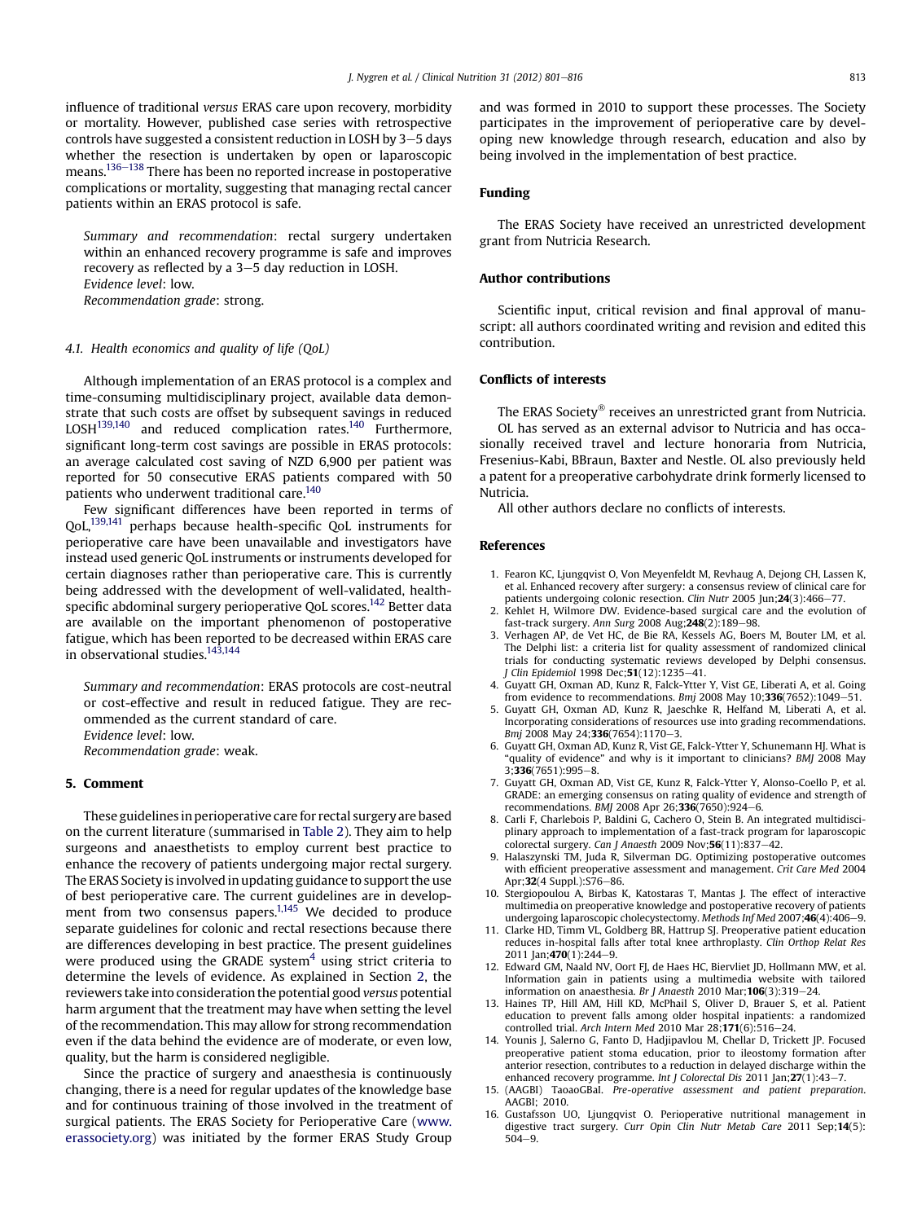influence of traditional *versus* ERAS care upon recovery, morbidity or mortality. However, published case series with retrospective controls have suggested a consistent reduction in LOSH by 3–5 days whether the resection is undertaken by open or laparoscopic means.[136–138] There has been no reported increase in postoperative complications or mortality, suggesting that managing rectal cancer patients within an ERAS protocol is safe.

*Summary and recommendation*: rectal surgery undertaken within an enhanced recovery programme is safe and improves recovery as reflected by a 3–5 day reduction in LOSH.
*Evidence level*: low.
*Recommendation grade*: strong.

### 4.1. Health economics and quality of life (QoL)

Although implementation of an ERAS protocol is a complex and time-consuming multidisciplinary project, available data demonstrate that such costs are offset by subsequent savings in reduced LOSH[139,140] and reduced complication rates.[140] Furthermore, significant long-term cost savings are possible in ERAS protocols: an average calculated cost saving of NZD 6,900 per patient was reported for 50 consecutive ERAS patients compared with 50 patients who underwent traditional care.[140]

Few significant differences have been reported in terms of QoL,[139,141] perhaps because health-specific QoL instruments for perioperative care have been unavailable and investigators have instead used generic QoL instruments or instruments developed for certain diagnoses rather than perioperative care. This is currently being addressed with the development of well-validated, health-specific abdominal surgery perioperative QoL scores.[142] Better data are available on the important phenomenon of postoperative fatigue, which has been reported to be decreased within ERAS care in observational studies.[143,144]

*Summary and recommendation*: ERAS protocols are cost-neutral or cost-effective and result in reduced fatigue. They are recommended as the current standard of care.
*Evidence level*: low.
*Recommendation grade*: weak.

## 5. Comment

These guidelines in perioperative care for rectal surgery are based on the current literature (summarised in Table 2). They aim to help surgeons and anaesthetists to employ current best practice to enhance the recovery of patients undergoing major rectal surgery. The ERAS Society is involved in updating guidance to support the use of best perioperative care. The current guidelines are in development from two consensus papers.[1,145] We decided to produce separate guidelines for colonic and rectal resections because there are differences developing in best practice. The present guidelines were produced using the GRADE system[4] using strict criteria to determine the levels of evidence. As explained in Section 2, the reviewers take into consideration the potential good *versus* potential harm argument that the treatment may have when setting the level of the recommendation. This may allow for strong recommendation even if the data behind the evidence are of moderate, or even low, quality, but the harm is considered negligible.

Since the practice of surgery and anaesthesia is continuously changing, there is a need for regular updates of the knowledge base and for continuous training of those involved in the treatment of surgical patients. The ERAS Society for Perioperative Care (www.erassociety.org) was initiated by the former ERAS Study Group and was formed in 2010 to support these processes. The Society participates in the improvement of perioperative care by developing new knowledge through research, education and also by being involved in the implementation of best practice.

## Funding

The ERAS Society have received an unrestricted development grant from Nutricia Research.

## Author contributions

Scientific input, critical revision and final approval of manuscript: all authors coordinated writing and revision and edited this contribution.

## Conflicts of interests

The ERAS Society® receives an unrestricted grant from Nutricia.

OL has served as an external advisor to Nutricia and has occasionally received travel and lecture honoraria from Nutricia, Fresenius-Kabi, BBraun, Baxter and Nestle. OL also previously held a patent for a preoperative carbohydrate drink formerly licensed to Nutricia.

All other authors declare no conflicts of interests.

## References

1. Fearon KC, Ljungqvist O, Von Meyenfeldt M, Revhaug A, Dejong CH, Lassen K, et al. Enhanced recovery after surgery: a consensus review of clinical care for patients undergoing colonic resection. *Clin Nutr* 2005 Jun;**24**(3):466–77.
2. Kehlet H, Wilmore DW. Evidence-based surgical care and the evolution of fast-track surgery. *Ann Surg* 2008 Aug;**248**(2):189–98.
3. Verhagen AP, de Vet HC, de Bie RA, Kessels AG, Boers M, Bouter LM, et al. The Delphi list: a criteria list for quality assessment of randomized clinical trials for conducting systematic reviews developed by Delphi consensus. *J Clin Epidemiol* 1998 Dec;**51**(12):1235–41.
4. Guyatt GH, Oxman AD, Kunz R, Falck-Ytter Y, Vist GE, Liberati A, et al. Going from evidence to recommendations. *Bmj* 2008 May 10;**336**(7652):1049–51.
5. Guyatt GH, Oxman AD, Kunz R, Jaeschke R, Helfand M, Liberati A, et al. Incorporating considerations of resources use into grading recommendations. *Bmj* 2008 May 24;**336**(7654):1170–3.
6. Guyatt GH, Oxman AD, Kunz R, Vist GE, Falck-Ytter Y, Schunemann HJ. What is "quality of evidence" and why is it important to clinicians? *BMJ* 2008 May 3;**336**(7651):995–8.
7. Guyatt GH, Oxman AD, Vist GE, Kunz R, Falck-Ytter Y, Alonso-Coello P, et al. GRADE: an emerging consensus on rating quality of evidence and strength of recommendations. *BMJ* 2008 Apr 26;**336**(7650):924–6.
8. Carli F, Charlebois P, Baldini G, Cachero O, Stein B. An integrated multidisciplinary approach to implementation of a fast-track program for laparoscopic colorectal surgery. *Can J Anaesth* 2009 Nov;**56**(11):837–42.
9. Halaszynski TM, Juda R, Silverman DG. Optimizing postoperative outcomes with efficient preoperative assessment and management. *Crit Care Med* 2004 Apr;**32**(4 Suppl.):S76–86.
10. Stergiopoulou A, Birbas K, Katostaras T, Mantas J. The effect of interactive multimedia on preoperative knowledge and postoperative recovery of patients undergoing laparoscopic cholecystectomy. *Methods Inf Med* 2007;**46**(4):406–9.
11. Clarke HD, Timm VL, Goldberg BR, Hattrup SJ. Preoperative patient education reduces in-hospital falls after total knee arthroplasty. *Clin Orthop Relat Res* 2011 Jan;**470**(1):244–9.
12. Edward GM, Naald NV, Oort FJ, de Haes HC, Biervliet JD, Hollmann MW, et al. Information gain in patients using a multimedia website with tailored information on anaesthesia. *Br J Anaesth* 2010 Mar;**106**(3):319–24.
13. Haines TP, Hill AM, Hill KD, McPhail S, Oliver D, Brauer S, et al. Patient education to prevent falls among older hospital inpatients: a randomized controlled trial. *Arch Intern Med* 2010 Mar 28;**171**(6):516–24.
14. Younis J, Salerno G, Fanto D, Hadjipavlou M, Chellar D, Trickett JP. Focused preoperative patient stoma education, prior to ileostomy formation after anterior resection, contributes to a reduction in delayed discharge within the enhanced recovery programme. *Int J Colorectal Dis* 2011 Jan;**27**(1):43–7.
15. (AAGBI) TaoaoGBaI. *Pre-operative assessment and patient preparation*. AAGBI; 2010.
16. Gustafsson UO, Ljungqvist O. Perioperative nutritional management in digestive tract surgery. *Curr Opin Clin Nutr Metab Care* 2011 Sep;**14**(5):504–9.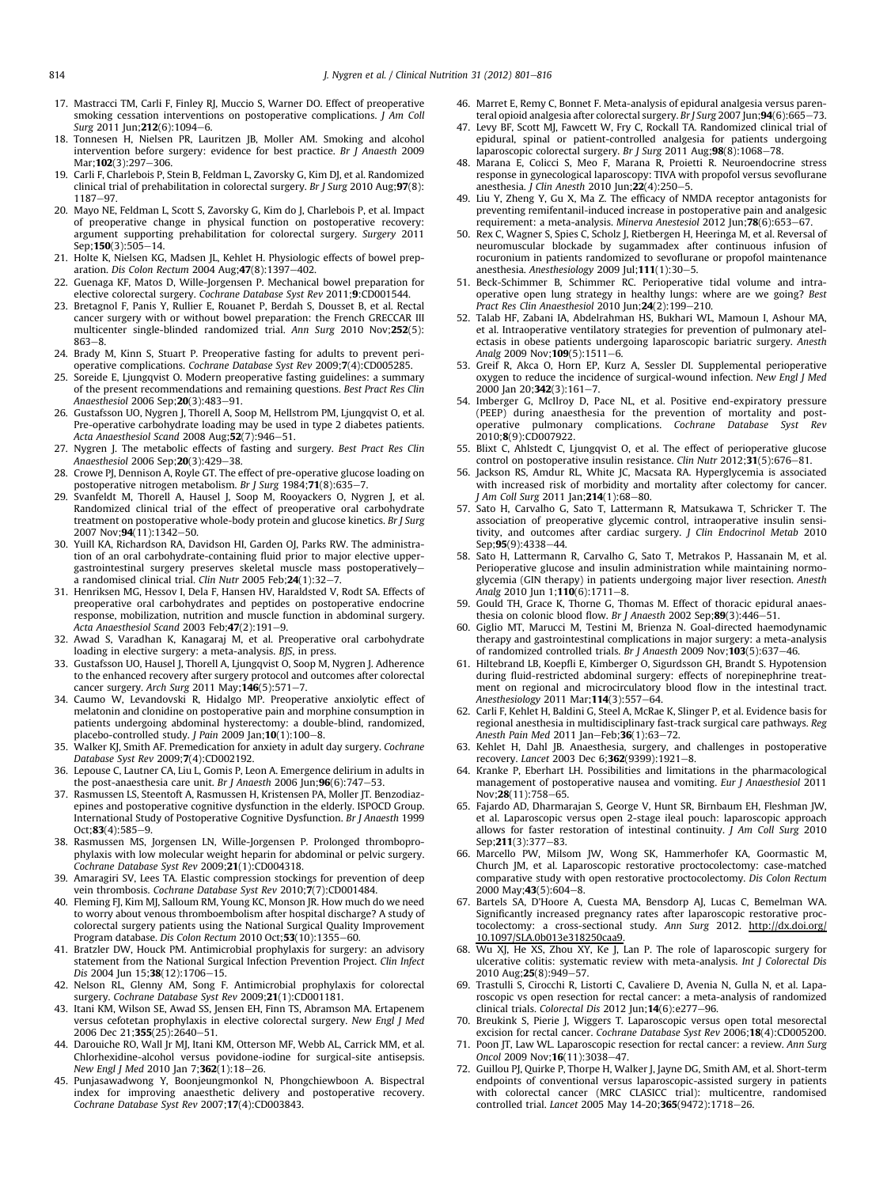17. Mastracci TM, Carli F, Finley RJ, Muccio S, Warner DO. Effect of preoperative smoking cessation interventions on postoperative complications. *J Am Coll Surg* 2011 Jun;**212**(6):1094–6.
18. Tonnesen H, Nielsen PR, Lauritzen JB, Moller AM. Smoking and alcohol intervention before surgery: evidence for best practice. *Br J Anaesth* 2009 Mar;**102**(3):297–306.
19. Carli F, Charlebois P, Stein B, Feldman L, Zavorsky G, Kim DJ, et al. Randomized clinical trial of prehabilitation in colorectal surgery. *Br J Surg* 2010 Aug;**97**(8): 1187–97.
20. Mayo NE, Feldman L, Scott S, Zavorsky G, Kim do J, Charlebois P, et al. Impact of preoperative change in physical function on postoperative recovery: argument supporting prehabilitation for colorectal surgery. *Surgery* 2011 Sep;**150**(3):505–14.
21. Holte K, Nielsen KG, Madsen JL, Kehlet H. Physiologic effects of bowel preparation. *Dis Colon Rectum* 2004 Aug;**47**(8):1397–402.
22. Guenaga KF, Matos D, Wille-Jorgensen P. Mechanical bowel preparation for elective colorectal surgery. *Cochrane Database Syst Rev* 2011;**9**:CD001544.
23. Bretagnol F, Panis Y, Rullier E, Rouanet P, Berdah S, Dousset B, et al. Rectal cancer surgery with or without bowel preparation: the French GRECCAR III multicenter single-blinded randomized trial. *Ann Surg* 2010 Nov;**252**(5): 863–8.
24. Brady M, Kinn S, Stuart P. Preoperative fasting for adults to prevent perioperative complications. *Cochrane Database Syst Rev* 2009;**7**(4):CD005285.
25. Soreide E, Ljungqvist O. Modern preoperative fasting guidelines: a summary of the present recommendations and remaining questions. *Best Pract Res Clin Anaesthesiol* 2006 Sep;**20**(3):483–91.
26. Gustafsson UO, Nygren J, Thorell A, Soop M, Hellstrom PM, Ljungqvist O, et al. Pre-operative carbohydrate loading may be used in type 2 diabetes patients. *Acta Anaesthesiol Scand* 2008 Aug;**52**(7):946–51.
27. Nygren J. The metabolic effects of fasting and surgery. *Best Pract Res Clin Anaesthesiol* 2006 Sep;**20**(3):429–38.
28. Crowe PJ, Dennison A, Royle GT. The effect of pre-operative glucose loading on postoperative nitrogen metabolism. *Br J Surg* 1984;**71**(8):635–7.
29. Svanfeldt M, Thorell A, Hausel J, Soop M, Rooyackers O, Nygren J, et al. Randomized clinical trial of the effect of preoperative oral carbohydrate treatment on postoperative whole-body protein and glucose kinetics. *Br J Surg* 2007 Nov;**94**(11):1342–50.
30. Yuill KA, Richardson RA, Davidson HI, Garden OJ, Parks RW. The administration of an oral carbohydrate-containing fluid prior to major elective upper-gastrointestinal surgery preserves skeletal muscle mass postoperatively—a randomised clinical trial. *Clin Nutr* 2005 Feb;**24**(1):32–7.
31. Henriksen MG, Hessov I, Dela F, Hansen HV, Haraldsted V, Rodt SA. Effects of preoperative oral carbohydrates and peptides on postoperative endocrine response, mobilization, nutrition and muscle function in abdominal surgery. *Acta Anaesthesiol Scand* 2003 Feb;**47**(2):191–9.
32. Awad S, Varadhan K, Kanagaraj M, et al. Preoperative oral carbohydrate loading in elective surgery: a meta-analysis. *BJS*, in press.
33. Gustafsson UO, Hausel J, Thorell A, Ljungqvist O, Soop M, Nygren J. Adherence to the enhanced recovery after surgery protocol and outcomes after colorectal cancer surgery. *Arch Surg* 2011 May;**146**(5):571–7.
34. Caumo W, Levandovski R, Hidalgo MP. Preoperative anxiolytic effect of melatonin and clonidine on postoperative pain and morphine consumption in patients undergoing abdominal hysterectomy: a double-blind, randomized, placebo-controlled study. *J Pain* 2009 Jan;**10**(1):100–8.
35. Walker KJ, Smith AF. Premedication for anxiety in adult day surgery. *Cochrane Database Syst Rev* 2009;**7**(4):CD002192.
36. Lepouse C, Lautner CA, Liu L, Gomis P, Leon A. Emergence delirium in adults in the post-anaesthesia care unit. *Br J Anaesth* 2006 Jun;**96**(6):747–53.
37. Rasmussen LS, Steentoft A, Rasmussen H, Kristensen PA, Moller JT. Benzodiazepines and postoperative cognitive dysfunction in the elderly. ISPOCD Group. International Study of Postoperative Cognitive Dysfunction. *Br J Anaesth* 1999 Oct;**83**(4):585–9.
38. Rasmussen MS, Jorgensen LN, Wille-Jorgensen P. Prolonged thromboprophylaxis with low molecular weight heparin for abdominal or pelvic surgery. *Cochrane Database Syst Rev* 2009;**21**(1):CD004318.
39. Amaragiri SV, Lees TA. Elastic compression stockings for prevention of deep vein thrombosis. *Cochrane Database Syst Rev* 2010;**7**(7):CD001484.
40. Fleming FJ, Kim MJ, Salloum RM, Young KC, Monson JR. How much do we need to worry about venous thromboembolism after hospital discharge? A study of colorectal surgery patients using the National Surgical Quality Improvement Program database. *Dis Colon Rectum* 2010 Oct;**53**(10):1355–60.
41. Bratzler DW, Houck PM. Antimicrobial prophylaxis for surgery: an advisory statement from the National Surgical Infection Prevention Project. *Clin Infect Dis* 2004 Jun 15;**38**(12):1706–15.
42. Nelson RL, Glenny AM, Song F. Antimicrobial prophylaxis for colorectal surgery. *Cochrane Database Syst Rev* 2009;**21**(1):CD001181.
43. Itani KM, Wilson SE, Awad SS, Jensen EH, Finn TS, Abramson MA. Ertapenem versus cefotetan prophylaxis in elective colorectal surgery. *New Engl J Med* 2006 Dec 21;**355**(25):2640–51.
44. Darouiche RO, Wall Jr MJ, Itani KM, Otterson MF, Webb AL, Carrick MM, et al. Chlorhexidine-alcohol versus povidone-iodine for surgical-site antisepsis. *New Engl J Med* 2010 Jan 7;**362**(1):18–26.
45. Punjasawadwong Y, Boonjeungmonkol N, Phongchiewboon A. Bispectral index for improving anaesthetic delivery and postoperative recovery. *Cochrane Database Syst Rev* 2007;**17**(4):CD003843.
46. Marret E, Remy C, Bonnet F. Meta-analysis of epidural analgesia versus parenteral opioid analgesia after colorectal surgery. *Br J Surg* 2007 Jun;**94**(6):665–73.
47. Levy BF, Scott MJ, Fawcett W, Fry C, Rockall TA. Randomized clinical trial of epidural, spinal or patient-controlled analgesia for patients undergoing laparoscopic colorectal surgery. *Br J Surg* 2011 Aug;**98**(8):1068–78.
48. Marana E, Colicci S, Meo F, Marana R, Proietti R. Neuroendocrine stress response in gynecological laparoscopy: TIVA with propofol versus sevoflurane anesthesia. *J Clin Anesth* 2010 Jun;**22**(4):250–5.
49. Liu Y, Zheng Y, Gu X, Ma Z. The efficacy of NMDA receptor antagonists for preventing remifentanil-induced increase in postoperative pain and analgesic requirement: a meta-analysis. *Minerva Anestesiol* 2012 Jun;**78**(6):653–67.
50. Rex C, Wagner S, Spies C, Scholz J, Rietbergen H, Heeringa M, et al. Reversal of neuromuscular blockade by sugammadex after continuous infusion of rocuronium in patients randomized to sevoflurane or propofol maintenance anesthesia. *Anesthesiology* 2009 Jul;**111**(1):30–5.
51. Beck-Schimmer B, Schimmer RC. Perioperative tidal volume and intra-operative open lung strategy in healthy lungs: where are we going? *Best Pract Res Clin Anaesthesiol* 2010 Jun;**24**(2):199–210.
52. Talab HF, Zabani IA, Abdelrahman HS, Bukhari WL, Mamoun I, Ashour MA, et al. Intraoperative ventilatory strategies for prevention of pulmonary atelectasis in obese patients undergoing laparoscopic bariatric surgery. *Anesth Analg* 2009 Nov;**109**(5):1511–6.
53. Greif R, Akca O, Horn EP, Kurz A, Sessler DI. Supplemental perioperative oxygen to reduce the incidence of surgical-wound infection. *New Engl J Med* 2000 Jan 20;**342**(3):161–7.
54. Imberger G, McIlroy D, Pace NL, et al. Positive end-expiratory pressure (PEEP) during anaesthesia for the prevention of mortality and post-operative pulmonary complications. *Cochrane Database Syst Rev* 2010;**8**(9):CD007922.
55. Blixt C, Ahlstedt C, Ljungqvist O, et al. The effect of perioperative glucose control on postoperative insulin resistance. *Clin Nutr* 2012;**31**(5):676–81.
56. Jackson RS, Amdur RL, White JC, Macsata RA. Hyperglycemia is associated with increased risk of morbidity and mortality after colectomy for cancer. *J Am Coll Surg* 2011 Jan;**214**(1):68–80.
57. Sato H, Carvalho G, Sato T, Lattermann R, Matsukawa T, Schricker T. The association of preoperative glycemic control, intraoperative insulin sensitivity, and outcomes after cardiac surgery. *J Clin Endocrinol Metab* 2010 Sep;**95**(9):4338–44.
58. Sato H, Lattermann R, Carvalho G, Sato T, Metrakos P, Hassanain M, et al. Perioperative glucose and insulin administration while maintaining normoglycemia (GIN therapy) in patients undergoing major liver resection. *Anesth Analg* 2010 Jun 1;**110**(6):1711–8.
59. Gould TH, Grace K, Thorne G, Thomas M. Effect of thoracic epidural anaesthesia on colonic blood flow. *Br J Anaesth* 2002 Sep;**89**(3):446–51.
60. Giglio MT, Marucci M, Testini M, Brienza N. Goal-directed haemodynamic therapy and gastrointestinal complications in major surgery: a meta-analysis of randomized controlled trials. *Br J Anaesth* 2009 Nov;**103**(5):637–46.
61. Hiltebrand LB, Koepfli E, Kimberger O, Sigurdsson GH, Brandt S. Hypotension during fluid-restricted abdominal surgery: effects of norepinephrine treatment on regional and microcirculatory blood flow in the intestinal tract. *Anesthesiology* 2011 Mar;**114**(3):557–64.
62. Carli F, Kehlet H, Baldini G, Steel A, McRae K, Slinger P, et al. Evidence basis for regional anesthesia in multidisciplinary fast-track surgical care pathways. *Reg Anesth Pain Med* 2011 Jan–Feb;**36**(1):63–72.
63. Kehlet H, Dahl JB. Anaesthesia, surgery, and challenges in postoperative recovery. *Lancet* 2003 Dec 6;**362**(9399):1921–8.
64. Kranke P, Eberhart LH. Possibilities and limitations in the pharmacological management of postoperative nausea and vomiting. *Eur J Anaesthesiol* 2011 Nov;**28**(11):758–65.
65. Fajardo AD, Dharmarajan S, George V, Hunt SR, Birnbaum EH, Fleshman JW, et al. Laparoscopic versus open 2-stage ileal pouch: laparoscopic approach allows for faster restoration of intestinal continuity. *J Am Coll Surg* 2010 Sep;**211**(3):377–83.
66. Marcello PW, Milsom JW, Wong SK, Hammerhofer KA, Goormastic M, Church JM, et al. Laparoscopic restorative proctocolectomy: case-matched comparative study with open restorative proctocolectomy. *Dis Colon Rectum* 2000 May;**43**(5):604–8.
67. Bartels SA, D'Hoore A, Cuesta MA, Bensdorp AJ, Lucas C, Bemelman WA. Significantly increased pregnancy rates after laparoscopic restorative proctocolectomy: a cross-sectional study. *Ann Surg* 2012. http://dx.doi.org/10.1097/SLA.0b013e318250caa9.
68. Wu XJ, He XS, Zhou XY, Ke J, Lan P. The role of laparoscopic surgery for ulcerative colitis: systematic review with meta-analysis. *Int J Colorectal Dis* 2010 Aug;**25**(8):949–57.
69. Trastulli S, Cirocchi R, Listorti C, Cavaliere D, Avenia N, Gulla N, et al. Laparoscopic vs open resection for rectal cancer: a meta-analysis of randomized clinical trials. *Colorectal Dis* 2012 Jun;**14**(6):e277–96.
70. Breukink S, Pierie J, Wiggers T. Laparoscopic versus open total mesorectal excision for rectal cancer. *Cochrane Database Syst Rev* 2006;**18**(4):CD005200.
71. Poon JT, Law WL. Laparoscopic resection for rectal cancer: a review. *Ann Surg Oncol* 2009 Nov;**16**(11):3038–47.
72. Guillou PJ, Quirke P, Thorpe H, Walker J, Jayne DG, Smith AM, et al. Short-term endpoints of conventional versus laparoscopic-assisted surgery in patients with colorectal cancer (MRC CLASICC trial): multicentre, randomised controlled trial. *Lancet* 2005 May 14-20;**365**(9472):1718–26.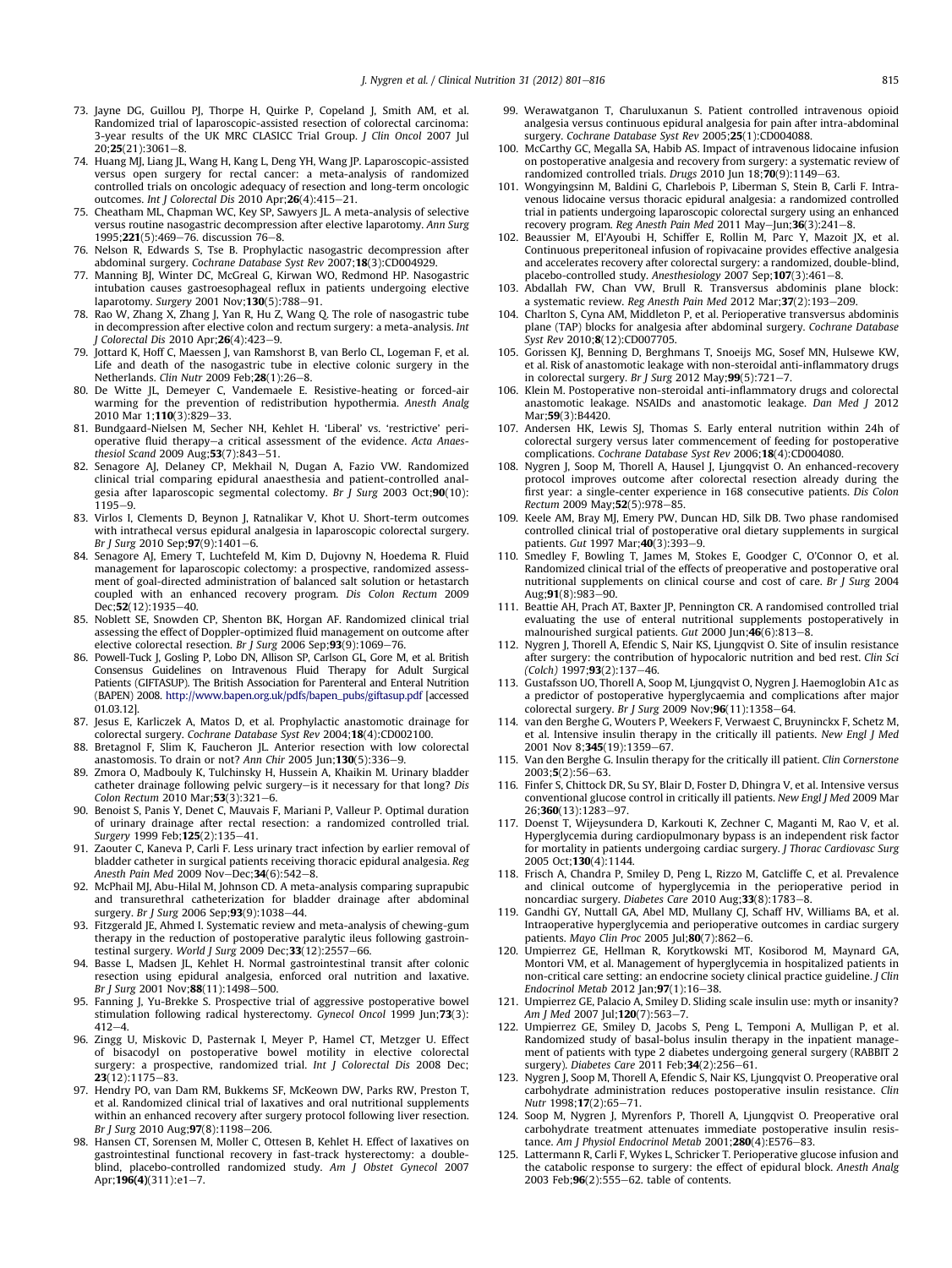73. Jayne DG, Guillou PJ, Thorpe H, Quirke P, Copeland J, Smith AM, et al. Randomized trial of laparoscopic-assisted resection of colorectal carcinoma: 3-year results of the UK MRC CLASICC Trial Group. *J Clin Oncol* 2007 Jul 20;**25**(21):3061–8.
74. Huang MJ, Liang JL, Wang H, Kang L, Deng YH, Wang JP. Laparoscopic-assisted versus open surgery for rectal cancer: a meta-analysis of randomized controlled trials on oncologic adequacy of resection and long-term oncologic outcomes. *Int J Colorectal Dis* 2010 Apr;**26**(4):415–21.
75. Cheatham ML, Chapman WC, Key SP, Sawyers JL. A meta-analysis of selective versus routine nasogastric decompression after elective laparotomy. *Ann Surg* 1995;**221**(5):469–76. discussion 76–8.
76. Nelson R, Edwards S, Tse B. Prophylactic nasogastric decompression after abdominal surgery. *Cochrane Database Syst Rev* 2007;**18**(3):CD004929.
77. Manning BJ, Winter DC, McGreal G, Kirwan WO, Redmond HP. Nasogastric intubation causes gastroesophageal reflux in patients undergoing elective laparotomy. *Surgery* 2001 Nov;**130**(5):788–91.
78. Rao W, Zhang X, Zhang J, Yan R, Hu Z, Wang Q. The role of nasogastric tube in decompression after elective colon and rectum surgery: a meta-analysis. *Int J Colorectal Dis* 2010 Apr;**26**(4):423–9.
79. Jottard K, Hoff C, Maessen J, van Ramshorst B, van Berlo CL, Logeman F, et al. Life and death of the nasogastric tube in elective colonic surgery in the Netherlands. *Clin Nutr* 2009 Feb;**28**(1):26–8.
80. De Witte JL, Demeyer C, Vandemaele E. Resistive-heating or forced-air warming for the prevention of redistribution hypothermia. *Anesth Analg* 2010 Mar 1;**110**(3):829–33.
81. Bundgaard-Nielsen M, Secher NH, Kehlet H. 'Liberal' vs. 'restrictive' perioperative fluid therapy—a critical assessment of the evidence. *Acta Anaesthesiol Scand* 2009 Aug;**53**(7):843–51.
82. Senagore AJ, Delaney CP, Mekhail N, Dugan A, Fazio VW. Randomized clinical trial comparing epidural anaesthesia and patient-controlled analgesia after laparoscopic segmental colectomy. *Br J Surg* 2003 Oct;**90**(10):1195–9.
83. Virlos I, Clements D, Beynon J, Ratnalikar V, Khot U. Short-term outcomes with intrathecal versus epidural analgesia in laparoscopic colorectal surgery. *Br J Surg* 2010 Sep;**97**(9):1401–6.
84. Senagore AJ, Emery T, Luchtefeld M, Kim D, Dujovny N, Hoedema R. Fluid management for laparoscopic colectomy: a prospective, randomized assessment of goal-directed administration of balanced salt solution or hetastarch coupled with an enhanced recovery program. *Dis Colon Rectum* 2009 Dec;**52**(12):1935–40.
85. Noblett SE, Snowden CP, Shenton BK, Horgan AF. Randomized clinical trial assessing the effect of Doppler-optimized fluid management on outcome after elective colorectal resection. *Br J Surg* 2006 Sep;**93**(9):1069–76.
86. Powell-Tuck J, Gosling P, Lobo DN, Allison SP, Carlson GL, Gore M, et al. British Consensus Guidelines on Intravenous Fluid Therapy for Adult Surgical Patients (GIFTASUP). The British Association for Parenteral and Enteral Nutrition (BAPEN) 2008. http://www.bapen.org.uk/pdfs/bapen_pubs/giftasup.pdf [accessed 01.03.12].
87. Jesus E, Karliczek A, Matos D, et al. Prophylactic anastomotic drainage for colorectal surgery. *Cochrane Database Syst Rev* 2004;**18**(4):CD002100.
88. Bretagnol F, Slim K, Faucheron JL. Anterior resection with low colorectal anastomosis. To drain or not? *Ann Chir* 2005 Jun;**130**(5):336–9.
89. Zmora O, Madbouly K, Tulchinsky H, Hussein A, Khaikin M. Urinary bladder catheter drainage following pelvic surgery—is it necessary for that long? *Dis Colon Rectum* 2010 Mar;**53**(3):321–6.
90. Benoist S, Panis Y, Denet C, Mauvais F, Mariani P, Valleur P. Optimal duration of urinary drainage after rectal resection: a randomized controlled trial. *Surgery* 1999 Feb;**125**(2):135–41.
91. Zaouter C, Kaneva P, Carli F. Less urinary tract infection by earlier removal of bladder catheter in surgical patients receiving thoracic epidural analgesia. *Reg Anesth Pain Med* 2009 Nov–Dec;**34**(6):542–8.
92. McPhail MJ, Abu-Hilal M, Johnson CD. A meta-analysis comparing suprapubic and transurethral catheterization for bladder drainage after abdominal surgery. *Br J Surg* 2006 Sep;**93**(9):1038–44.
93. Fitzgerald JE, Ahmed I. Systematic review and meta-analysis of chewing-gum therapy in the reduction of postoperative paralytic ileus following gastrointestinal surgery. *World J Surg* 2009 Dec;**33**(12):2557–66.
94. Basse L, Madsen JL, Kehlet H. Normal gastrointestinal transit after colonic resection using epidural analgesia, enforced oral nutrition and laxative. *Br J Surg* 2001 Nov;**88**(11):1498–500.
95. Fanning J, Yu-Brekke S. Prospective trial of aggressive postoperative bowel stimulation following radical hysterectomy. *Gynecol Oncol* 1999 Jun;**73**(3):412–4.
96. Zingg U, Miskovic D, Pasternak I, Meyer P, Hamel CT, Metzger U. Effect of bisacodyl on postoperative bowel motility in elective colorectal surgery: a prospective, randomized trial. *Int J Colorectal Dis* 2008 Dec;**23**(12):1175–83.
97. Hendry PO, van Dam RM, Bukkems SF, McKeown DW, Parks RW, Preston T, et al. Randomized clinical trial of laxatives and oral nutritional supplements within an enhanced recovery after surgery protocol following liver resection. *Br J Surg* 2010 Aug;**97**(8):1198–206.
98. Hansen CT, Sorensen M, Moller C, Ottesen B, Kehlet H. Effect of laxatives on gastrointestinal functional recovery in fast-track hysterectomy: a double-blind, placebo-controlled randomized study. *Am J Obstet Gynecol* 2007 Apr;**196(4)**(311):e1–7.
99. Werawatganon T, Charuluxanun S. Patient controlled intravenous opioid analgesia versus continuous epidural analgesia for pain after intra-abdominal surgery. *Cochrane Database Syst Rev* 2005;**25**(1):CD004088.
100. McCarthy GC, Megalla SA, Habib AS. Impact of intravenous lidocaine infusion on postoperative analgesia and recovery from surgery: a systematic review of randomized controlled trials. *Drugs* 2010 Jun 18;**70**(9):1149–63.
101. Wongyingsinn M, Baldini G, Charlebois P, Liberman S, Stein B, Carli F. Intravenous lidocaine versus thoracic epidural analgesia: a randomized controlled trial in patients undergoing laparoscopic colorectal surgery using an enhanced recovery program. *Reg Anesth Pain Med* 2011 May–Jun;**36**(3):241–8.
102. Beaussier M, El'Ayoubi H, Schiffer E, Rollin M, Parc Y, Mazoit JX, et al. Continuous preperitoneal infusion of ropivacaine provides effective analgesia and accelerates recovery after colorectal surgery: a randomized, double-blind, placebo-controlled study. *Anesthesiology* 2007 Sep;**107**(3):461–8.
103. Abdallah FW, Chan VW, Brull R. Transversus abdominis plane block: a systematic review. *Reg Anesth Pain Med* 2012 Mar;**37**(2):193–209.
104. Charlton S, Cyna AM, Middleton P, et al. Perioperative transversus abdominis plane (TAP) blocks for analgesia after abdominal surgery. *Cochrane Database Syst Rev* 2010;**8**(12):CD007705.
105. Gorissen KJ, Benning D, Berghmans T, Snoeijs MG, Sosef MN, Hulsewe KW, et al. Risk of anastomotic leakage with non-steroidal anti-inflammatory drugs in colorectal surgery. *Br J Surg* 2012 May;**99**(5):721–7.
106. Klein M. Postoperative non-steroidal anti-inflammatory drugs and colorectal anastomotic leakage. NSAIDs and anastomotic leakage. *Dan Med J* 2012 Mar;**59**(3):B4420.
107. Andersen HK, Lewis SJ, Thomas S. Early enteral nutrition within 24h of colorectal surgery versus later commencement of feeding for postoperative complications. *Cochrane Database Syst Rev* 2006;**18**(4):CD004080.
108. Nygren J, Soop M, Thorell A, Hausel J, Ljungqvist O. An enhanced-recovery protocol improves outcome after colorectal resection already during the first year: a single-center experience in 168 consecutive patients. *Dis Colon Rectum* 2009 May;**52**(5):978–85.
109. Keele AM, Bray MJ, Emery PW, Duncan HD, Silk DB. Two phase randomised controlled clinical trial of postoperative oral dietary supplements in surgical patients. *Gut* 1997 Mar;**40**(3):393–9.
110. Smedley F, Bowling T, James M, Stokes E, Goodger C, O'Connor O, et al. Randomized clinical trial of the effects of preoperative and postoperative oral nutritional supplements on clinical course and cost of care. *Br J Surg* 2004 Aug;**91**(8):983–90.
111. Beattie AH, Prach AT, Baxter JP, Pennington CR. A randomised controlled trial evaluating the use of enteral nutritional supplements postoperatively in malnourished surgical patients. *Gut* 2000 Jun;**46**(6):813–8.
112. Nygren J, Thorell A, Efendic S, Nair KS, Ljungqvist O. Site of insulin resistance after surgery: the contribution of hypocaloric nutrition and bed rest. *Clin Sci (Colch)* 1997;**93**(2):137–46.
113. Gustafsson UO, Thorell A, Soop M, Ljungqvist O, Nygren J. Haemoglobin A1c as a predictor of postoperative hyperglycaemia and complications after major colorectal surgery. *Br J Surg* 2009 Nov;**96**(11):1358–64.
114. van den Berghe G, Wouters P, Weekers F, Verwaest C, Bruyninckx F, Schetz M, et al. Intensive insulin therapy in the critically ill patients. *New Engl J Med* 2001 Nov 8;**345**(19):1359–67.
115. Van den Berghe G. Insulin therapy for the critically ill patient. *Clin Cornerstone* 2003;**5**(2):56–63.
116. Finfer S, Chittock DR, Su SY, Blair D, Foster D, Dhingra V, et al. Intensive versus conventional glucose control in critically ill patients. *New Engl J Med* 2009 Mar 26;**360**(13):1283–97.
117. Doenst T, Wijeysundera D, Karkouti K, Zechner C, Maganti M, Rao V, et al. Hyperglycemia during cardiopulmonary bypass is an independent risk factor for mortality in patients undergoing cardiac surgery. *J Thorac Cardiovasc Surg* 2005 Oct;**130**(4):1144.
118. Frisch A, Chandra P, Smiley D, Peng L, Rizzo M, Gatcliffe C, et al. Prevalence and clinical outcome of hyperglycemia in the perioperative period in noncardiac surgery. *Diabetes Care* 2010 Aug;**33**(8):1783–8.
119. Gandhi GY, Nuttall GA, Abel MD, Mullany CJ, Schaff HV, Williams BA, et al. Intraoperative hyperglycemia and perioperative outcomes in cardiac surgery patients. *Mayo Clin Proc* 2005 Jul;**80**(7):862–6.
120. Umpierrez GE, Hellman R, Korytkowski MT, Kosiborod M, Maynard GA, Montori VM, et al. Management of hyperglycemia in hospitalized patients in non-critical care setting: an endocrine society clinical practice guideline. *J Clin Endocrinol Metab* 2012 Jan;**97**(1):16–38.
121. Umpierrez GE, Palacio A, Smiley D. Sliding scale insulin use: myth or insanity? *Am J Med* 2007 Jul;**120**(7):563–7.
122. Umpierrez GE, Smiley D, Jacobs S, Peng L, Temponi A, Mulligan P, et al. Randomized study of basal-bolus insulin therapy in the inpatient management of patients with type 2 diabetes undergoing general surgery (RABBIT 2 surgery). *Diabetes Care* 2011 Feb;**34**(2):256–61.
123. Nygren J, Soop M, Thorell A, Efendic S, Nair KS, Ljungqvist O. Preoperative oral carbohydrate administration reduces postoperative insulin resistance. *Clin Nutr* 1998;**17**(2):65–71.
124. Soop M, Nygren J, Myrenfors P, Thorell A, Ljungqvist O. Preoperative oral carbohydrate treatment attenuates immediate postoperative insulin resistance. *Am J Physiol Endocrinol Metab* 2001;**280**(4):E576–83.
125. Lattermann R, Carli F, Wykes L, Schricker T. Perioperative glucose infusion and the catabolic response to surgery: the effect of epidural block. *Anesth Analg* 2003 Feb;**96**(2):555–62. table of contents.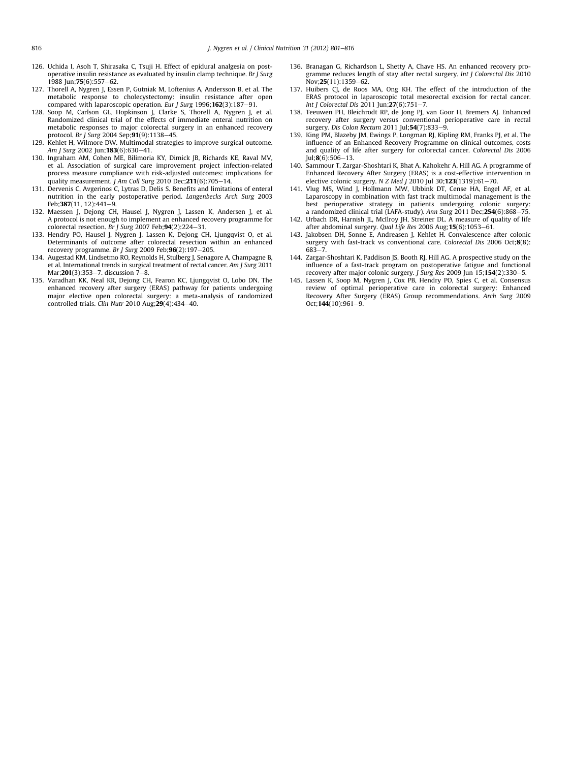126. Uchida I, Asoh T, Shirasaka C, Tsuji H. Effect of epidural analgesia on postoperative insulin resistance as evaluated by insulin clamp technique. *Br J Surg* 1988 Jun;**75**(6):557–62.
127. Thorell A, Nygren J, Essen P, Gutniak M, Loftenius A, Andersson B, et al. The metabolic response to cholecystectomy: insulin resistance after open compared with laparoscopic operation. *Eur J Surg* 1996;**162**(3):187–91.
128. Soop M, Carlson GL, Hopkinson J, Clarke S, Thorell A, Nygren J, et al. Randomized clinical trial of the effects of immediate enteral nutrition on metabolic responses to major colorectal surgery in an enhanced recovery protocol. *Br J Surg* 2004 Sep;**91**(9):1138–45.
129. Kehlet H, Wilmore DW. Multimodal strategies to improve surgical outcome. *Am J Surg* 2002 Jun;**183**(6):630–41.
130. Ingraham AM, Cohen ME, Bilimoria KY, Dimick JB, Richards KE, Raval MV, et al. Association of surgical care improvement project infection-related process measure compliance with risk-adjusted outcomes: implications for quality measurement. *J Am Coll Surg* 2010 Dec;**211**(6):705–14.
131. Dervenis C, Avgerinos C, Lytras D, Delis S. Benefits and limitations of enteral nutrition in the early postoperative period. *Langenbecks Arch Surg* 2003 Feb;**387**(11, 12):441–9.
132. Maessen J, Dejong CH, Hausel J, Nygren J, Lassen K, Andersen J, et al. A protocol is not enough to implement an enhanced recovery programme for colorectal resection. *Br J Surg* 2007 Feb;**94**(2):224–31.
133. Hendry PO, Hausel J, Nygren J, Lassen K, Dejong CH, Ljungqvist O, et al. Determinants of outcome after colorectal resection within an enhanced recovery programme. *Br J Surg* 2009 Feb;**96**(2):197–205.
134. Augestad KM, Lindsetmo RO, Reynolds H, Stulberg J, Senagore A, Champagne B, et al. International trends in surgical treatment of rectal cancer. *Am J Surg* 2011 Mar;**201**(3):353–7. discussion 7–8.
135. Varadhan KK, Neal KR, Dejong CH, Fearon KC, Ljungqvist O, Lobo DN. The enhanced recovery after surgery (ERAS) pathway for patients undergoing major elective open colorectal surgery: a meta-analysis of randomized controlled trials. *Clin Nutr* 2010 Aug;**29**(4):434–40.
136. Branagan G, Richardson L, Shetty A, Chave HS. An enhanced recovery programme reduces length of stay after rectal surgery. *Int J Colorectal Dis* 2010 Nov;**25**(11):1359–62.
137. Huibers CJ, de Roos MA, Ong KH. The effect of the introduction of the ERAS protocol in laparoscopic total mesorectal excision for rectal cancer. *Int J Colorectal Dis* 2011 Jun;**27**(6):751–7.
138. Teeuwen PH, Bleichrodt RP, de Jong PJ, van Goor H, Bremers AJ. Enhanced recovery after surgery versus conventional perioperative care in rectal surgery. *Dis Colon Rectum* 2011 Jul;**54**(7):833–9.
139. King PM, Blazeby JM, Ewings P, Longman RJ, Kipling RM, Franks PJ, et al. The influence of an Enhanced Recovery Programme on clinical outcomes, costs and quality of life after surgery for colorectal cancer. *Colorectal Dis* 2006 Jul;**8**(6):506–13.
140. Sammour T, Zargar-Shoshtari K, Bhat A, Kahokehr A, Hill AG. A programme of Enhanced Recovery After Surgery (ERAS) is a cost-effective intervention in elective colonic surgery. *N Z Med J* 2010 Jul 30;**123**(1319):61–70.
141. Vlug MS, Wind J, Hollmann MW, Ubbink DT, Cense HA, Engel AF, et al. Laparoscopy in combination with fast track multimodal management is the best perioperative strategy in patients undergoing colonic surgery: a randomized clinical trial (LAFA-study). *Ann Surg* 2011 Dec;**254**(6):868–75.
142. Urbach DR, Harnish JL, McIlroy JH, Streiner DL. A measure of quality of life after abdominal surgery. *Qual Life Res* 2006 Aug;**15**(6):1053–61.
143. Jakobsen DH, Sonne E, Andreasen J, Kehlet H. Convalescence after colonic surgery with fast-track vs conventional care. *Colorectal Dis* 2006 Oct;**8**(8):683–7.
144. Zargar-Shoshtari K, Paddison JS, Booth RJ, Hill AG. A prospective study on the influence of a fast-track program on postoperative fatigue and functional recovery after major colonic surgery. *J Surg Res* 2009 Jun 15;**154**(2):330–5.
145. Lassen K, Soop M, Nygren J, Cox PB, Hendry PO, Spies C, et al. Consensus review of optimal perioperative care in colorectal surgery: Enhanced Recovery After Surgery (ERAS) Group recommendations. *Arch Surg* 2009 Oct;**144**(10):961–9.